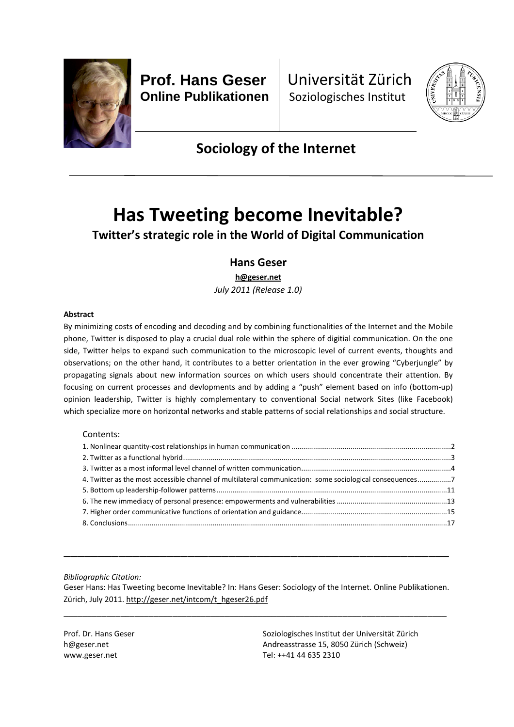**Prof. Hans Geser**
**Online Publikationen**

Universität Zürich
Soziologisches Institut

## Sociology of the Internet

# Has Tweeting become Inevitable?

## Twitter's strategic role in the World of Digital Communication

**Hans Geser**

**h@geser.net**

*July 2011 (Release 1.0)*

**Abstract**

By minimizing costs of encoding and decoding and by combining functionalities of the Internet and the Mobile phone, Twitter is disposed to play a crucial dual role within the sphere of digitial communication. On the one side, Twitter helps to expand such communication to the microscopic level of current events, thoughts and observations; on the other hand, it contributes to a better orientation in the ever growing "Cyberjungle" by propagating signals about new information sources on which users should concentrate their attention. By focusing on current processes and devlopments and by adding a "push" element based on info (bottom-up) opinion leadership, Twitter is highly complementary to conventional Social network Sites (like Facebook) which specialize more on horizontal networks and stable patterns of social relationships and social structure.

Contents:

1. Nonlinear quantity-cost relationships in human communication ....2
2. Twitter as a functional hybrid ....3
3. Twitter as a most informal level channel of written communication ....4
4. Twitter as the most accessible channel of multilateral communication: some sociological consequences ....7
5. Bottom up leadership-follower patterns ....11
6. The new immediacy of personal presence: empowerments and vulnerabilities ....13
7. Higher order communicative functions of orientation and guidance ....15
8. Conclusions ....17

*Bibliographic Citation:*

Geser Hans: Has Tweeting become Inevitable? In: Hans Geser: Sociology of the Internet. Online Publikationen. Zürich, July 2011. http://geser.net/intcom/t_hgeser26.pdf

Prof. Dr. Hans Geser
h@geser.net
www.geser.net

Soziologisches Institut der Universität Zürich
Andreasstrasse 15, 8050 Zürich (Schweiz)
Tel: ++41 44 635 2310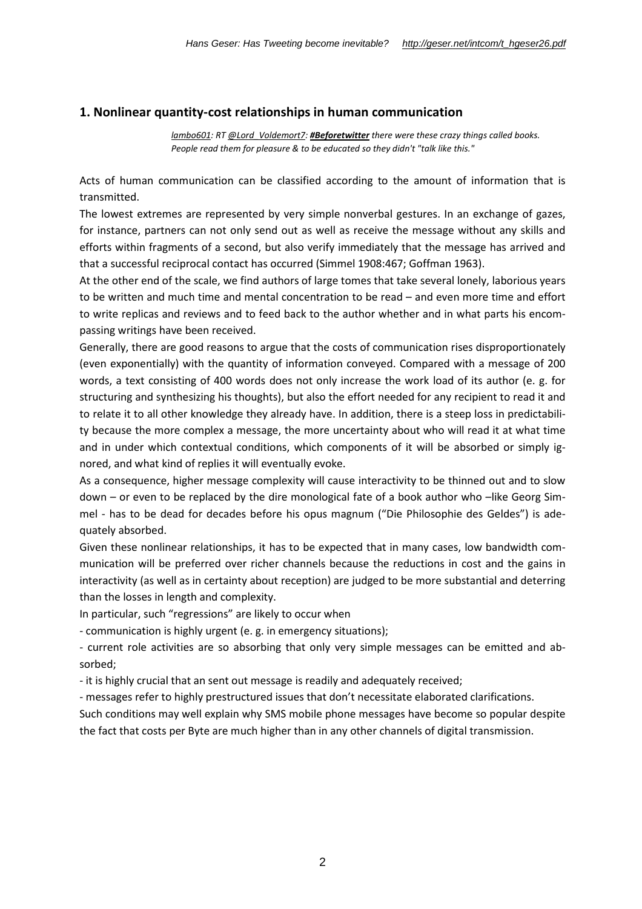## 1. Nonlinear quantity-cost relationships in human communication

> *lambo601: RT @Lord_Voldemort7: **#Beforetwitter** there were these crazy things called books. People read them for pleasure & to be educated so they didn't "talk like this."*

Acts of human communication can be classified according to the amount of information that is transmitted.

The lowest extremes are represented by very simple nonverbal gestures. In an exchange of gazes, for instance, partners can not only send out as well as receive the message without any skills and efforts within fragments of a second, but also verify immediately that the message has arrived and that a successful reciprocal contact has occurred (Simmel 1908:467; Goffman 1963).

At the other end of the scale, we find authors of large tomes that take several lonely, laborious years to be written and much time and mental concentration to be read – and even more time and effort to write replicas and reviews and to feed back to the author whether and in what parts his encompassing writings have been received.

Generally, there are good reasons to argue that the costs of communication rises disproportionately (even exponentially) with the quantity of information conveyed. Compared with a message of 200 words, a text consisting of 400 words does not only increase the work load of its author (e. g. for structuring and synthesizing his thoughts), but also the effort needed for any recipient to read it and to relate it to all other knowledge they already have. In addition, there is a steep loss in predictability because the more complex a message, the more uncertainty about who will read it at what time and in under which contextual conditions, which components of it will be absorbed or simply ignored, and what kind of replies it will eventually evoke.

As a consequence, higher message complexity will cause interactivity to be thinned out and to slow down – or even to be replaced by the dire monological fate of a book author who –like Georg Simmel - has to be dead for decades before his opus magnum ("Die Philosophie des Geldes") is adequately absorbed.

Given these nonlinear relationships, it has to be expected that in many cases, low bandwidth communication will be preferred over richer channels because the reductions in cost and the gains in interactivity (as well as in certainty about reception) are judged to be more substantial and deterring than the losses in length and complexity.

In particular, such "regressions" are likely to occur when

- communication is highly urgent (e. g. in emergency situations);
- current role activities are so absorbing that only very simple messages can be emitted and absorbed;
- it is highly crucial that an sent out message is readily and adequately received;
- messages refer to highly prestructured issues that don't necessitate elaborated clarifications.

Such conditions may well explain why SMS mobile phone messages have become so popular despite the fact that costs per Byte are much higher than in any other channels of digital transmission.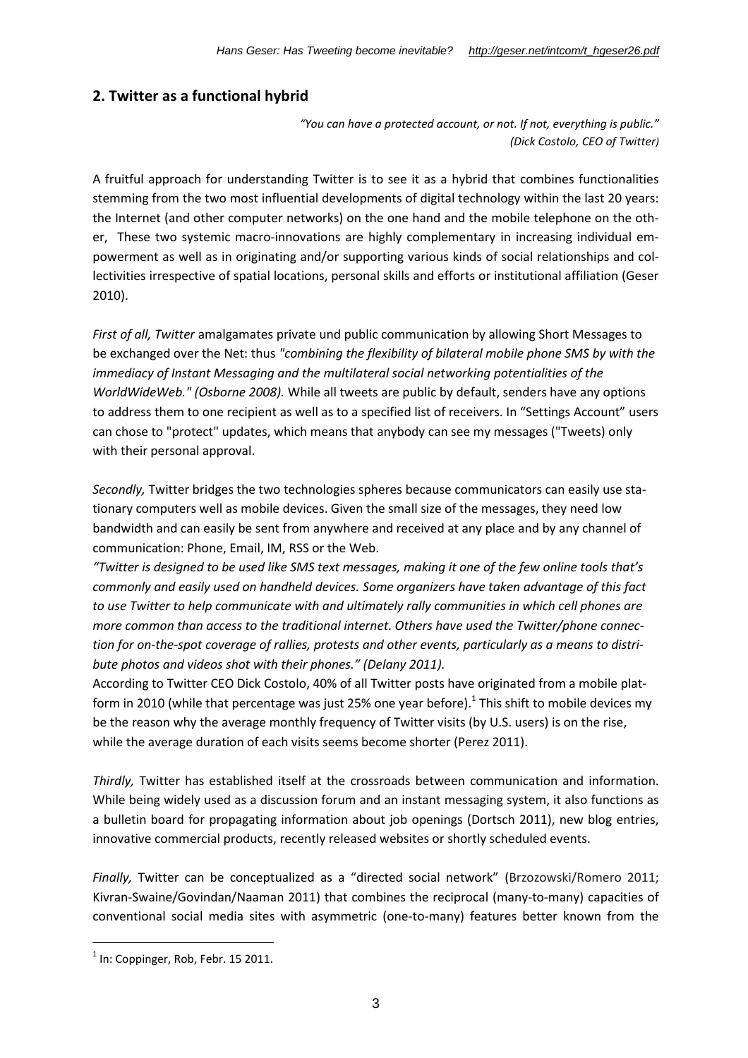## 2. Twitter as a functional hybrid

*"You can have a protected account, or not. If not, everything is public."*
*(Dick Costolo, CEO of Twitter)*

A fruitful approach for understanding Twitter is to see it as a hybrid that combines functionalities stemming from the two most influential developments of digital technology within the last 20 years: the Internet (and other computer networks) on the one hand and the mobile telephone on the other, These two systemic macro-innovations are highly complementary in increasing individual empowerment as well as in originating and/or supporting various kinds of social relationships and collectivities irrespective of spatial locations, personal skills and efforts or institutional affiliation (Geser 2010).

*First of all, Twitter* amalgamates private und public communication by allowing Short Messages to be exchanged over the Net: thus *"combining the flexibility of bilateral mobile phone SMS by with the immediacy of Instant Messaging and the multilateral social networking potentialities of the WorldWideWeb." (Osborne 2008).* While all tweets are public by default, senders have any options to address them to one recipient as well as to a specified list of receivers. In "Settings Account" users can chose to "protect" updates, which means that anybody can see my messages ("Tweets) only with their personal approval.

*Secondly,* Twitter bridges the two technologies spheres because communicators can easily use stationary computers well as mobile devices. Given the small size of the messages, they need low bandwidth and can easily be sent from anywhere and received at any place and by any channel of communication: Phone, Email, IM, RSS or the Web.

*"Twitter is designed to be used like SMS text messages, making it one of the few online tools that's commonly and easily used on handheld devices. Some organizers have taken advantage of this fact to use Twitter to help communicate with and ultimately rally communities in which cell phones are more common than access to the traditional internet. Others have used the Twitter/phone connection for on-the-spot coverage of rallies, protests and other events, particularly as a means to distribute photos and videos shot with their phones." (Delany 2011).*

According to Twitter CEO Dick Costolo, 40% of all Twitter posts have originated from a mobile platform in 2010 (while that percentage was just 25% one year before).[1] This shift to mobile devices my be the reason why the average monthly frequency of Twitter visits (by U.S. users) is on the rise, while the average duration of each visits seems become shorter (Perez 2011).

*Thirdly,* Twitter has established itself at the crossroads between communication and information. While being widely used as a discussion forum and an instant messaging system, it also functions as a bulletin board for propagating information about job openings (Dortsch 2011), new blog entries, innovative commercial products, recently released websites or shortly scheduled events.

*Finally,* Twitter can be conceptualized as a "directed social network" (Brzozowski/Romero 2011; Kivran-Swaine/Govindan/Naaman 2011) that combines the reciprocal (many-to-many) capacities of conventional social media sites with asymmetric (one-to-many) features better known from the

---

[1] In: Coppinger, Rob, Febr. 15 2011.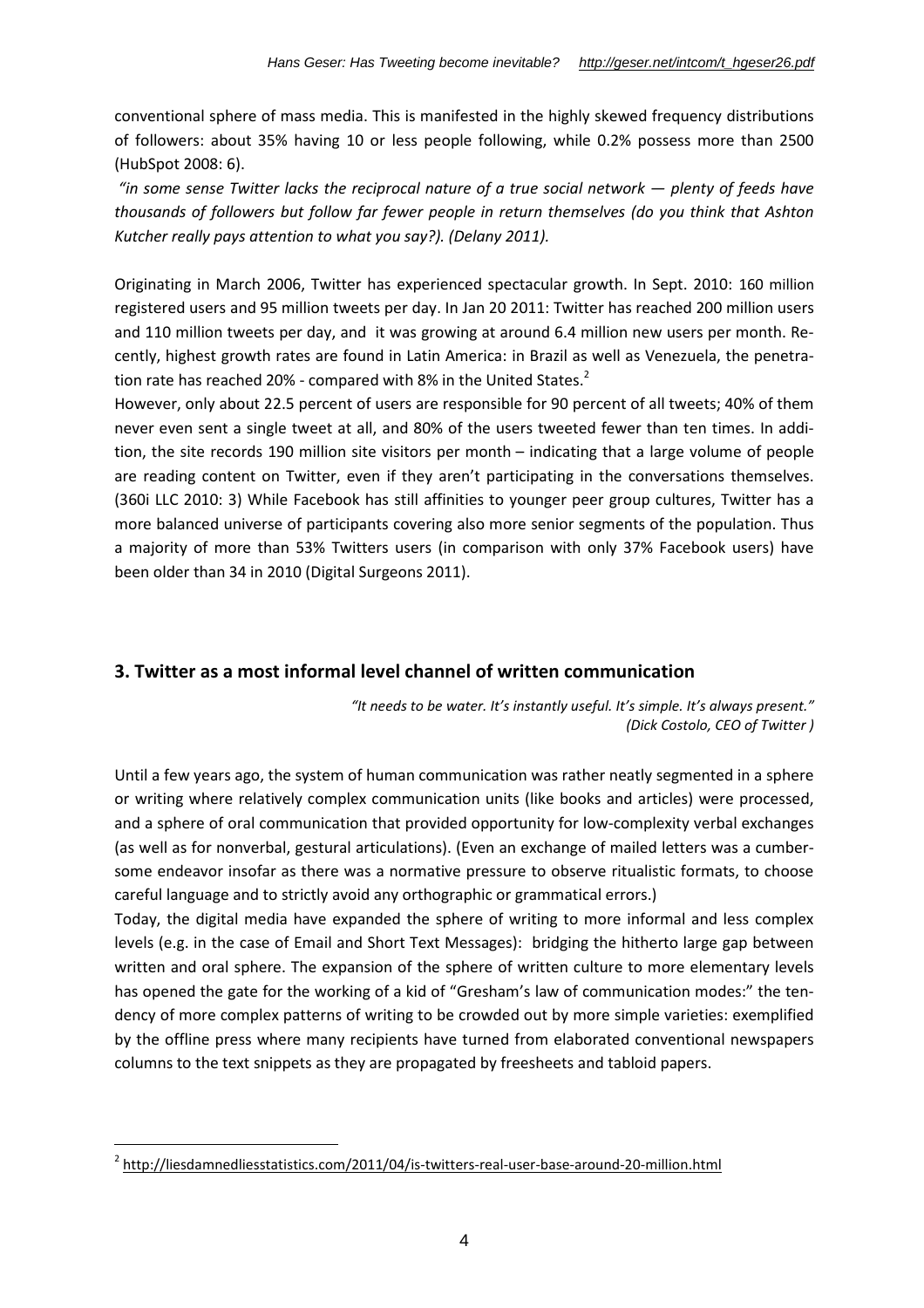conventional sphere of mass media. This is manifested in the highly skewed frequency distributions of followers: about 35% having 10 or less people following, while 0.2% possess more than 2500 (HubSpot 2008: 6).

*"in some sense Twitter lacks the reciprocal nature of a true social network — plenty of feeds have thousands of followers but follow far fewer people in return themselves (do you think that Ashton Kutcher really pays attention to what you say?). (Delany 2011).*

Originating in March 2006, Twitter has experienced spectacular growth. In Sept. 2010: 160 million registered users and 95 million tweets per day. In Jan 20 2011: Twitter has reached 200 million users and 110 million tweets per day, and it was growing at around 6.4 million new users per month. Recently, highest growth rates are found in Latin America: in Brazil as well as Venezuela, the penetration rate has reached 20% - compared with 8% in the United States.[2]

However, only about 22.5 percent of users are responsible for 90 percent of all tweets; 40% of them never even sent a single tweet at all, and 80% of the users tweeted fewer than ten times. In addition, the site records 190 million site visitors per month – indicating that a large volume of people are reading content on Twitter, even if they aren't participating in the conversations themselves. (360i LLC 2010: 3) While Facebook has still affinities to younger peer group cultures, Twitter has a more balanced universe of participants covering also more senior segments of the population. Thus a majority of more than 53% Twitters users (in comparison with only 37% Facebook users) have been older than 34 in 2010 (Digital Surgeons 2011).

## 3. Twitter as a most informal level channel of written communication

*"It needs to be water. It's instantly useful. It's simple. It's always present." (Dick Costolo, CEO of Twitter )*

Until a few years ago, the system of human communication was rather neatly segmented in a sphere or writing where relatively complex communication units (like books and articles) were processed, and a sphere of oral communication that provided opportunity for low-complexity verbal exchanges (as well as for nonverbal, gestural articulations). (Even an exchange of mailed letters was a cumbersome endeavor insofar as there was a normative pressure to observe ritualistic formats, to choose careful language and to strictly avoid any orthographic or grammatical errors.)

Today, the digital media have expanded the sphere of writing to more informal and less complex levels (e.g. in the case of Email and Short Text Messages): bridging the hitherto large gap between written and oral sphere. The expansion of the sphere of written culture to more elementary levels has opened the gate for the working of a kid of "Gresham's law of communication modes:" the tendency of more complex patterns of writing to be crowded out by more simple varieties: exemplified by the offline press where many recipients have turned from elaborated conventional newspapers columns to the text snippets as they are propagated by freesheets and tabloid papers.

[2] http://liesdamnedliesstatistics.com/2011/04/is-twitters-real-user-base-around-20-million.html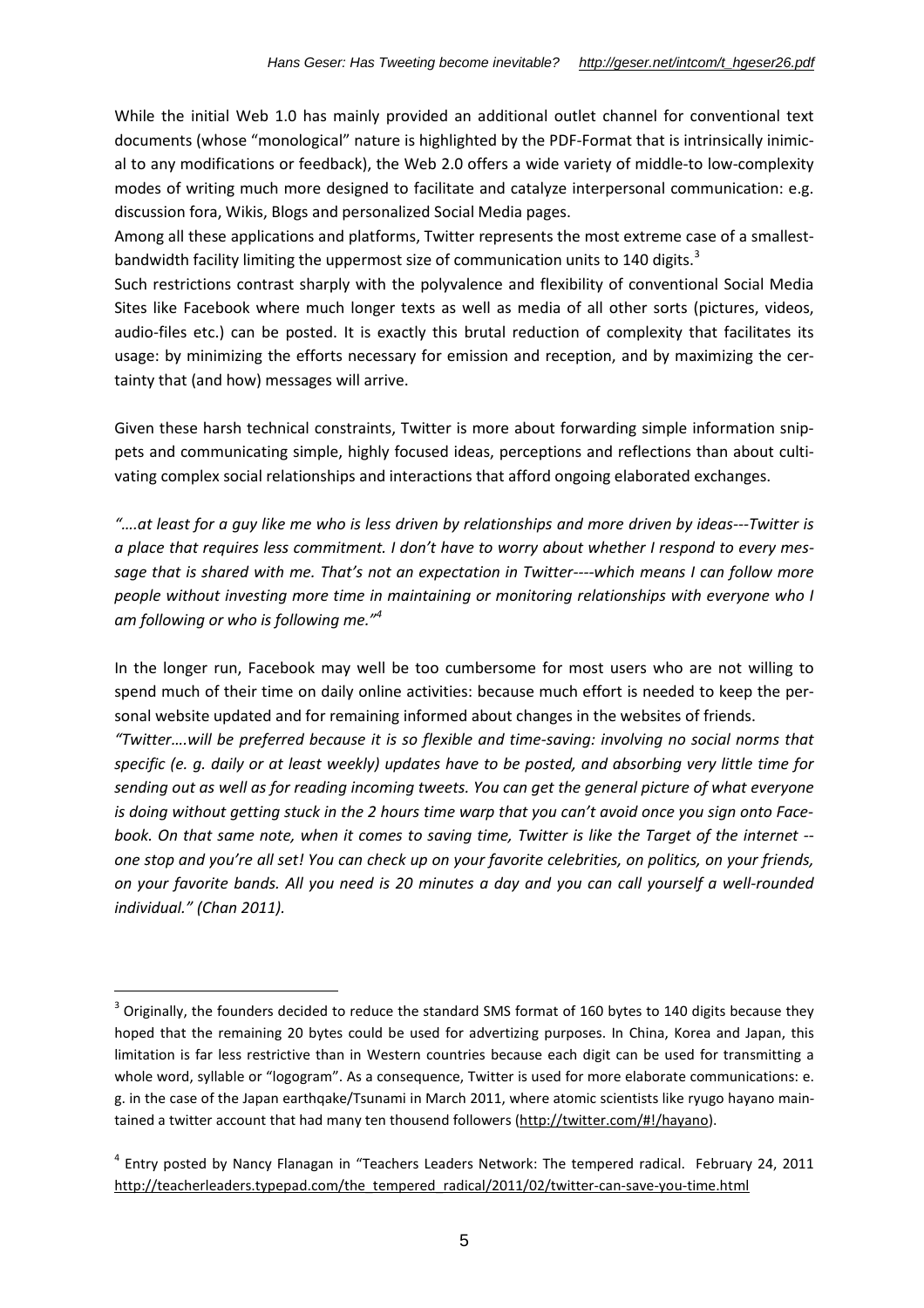While the initial Web 1.0 has mainly provided an additional outlet channel for conventional text documents (whose "monological" nature is highlighted by the PDF-Format that is intrinsically inimical to any modifications or feedback), the Web 2.0 offers a wide variety of middle-to low-complexity modes of writing much more designed to facilitate and catalyze interpersonal communication: e.g. discussion fora, Wikis, Blogs and personalized Social Media pages.

Among all these applications and platforms, Twitter represents the most extreme case of a smallest-bandwidth facility limiting the uppermost size of communication units to 140 digits.[3]

Such restrictions contrast sharply with the polyvalence and flexibility of conventional Social Media Sites like Facebook where much longer texts as well as media of all other sorts (pictures, videos, audio-files etc.) can be posted. It is exactly this brutal reduction of complexity that facilitates its usage: by minimizing the efforts necessary for emission and reception, and by maximizing the certainty that (and how) messages will arrive.

Given these harsh technical constraints, Twitter is more about forwarding simple information snippets and communicating simple, highly focused ideas, perceptions and reflections than about cultivating complex social relationships and interactions that afford ongoing elaborated exchanges.

*"….at least for a guy like me who is less driven by relationships and more driven by ideas---Twitter is a place that requires less commitment. I don't have to worry about whether I respond to every message that is shared with me. That's not an expectation in Twitter----which means I can follow more people without investing more time in maintaining or monitoring relationships with everyone who I am following or who is following me."*[4]

In the longer run, Facebook may well be too cumbersome for most users who are not willing to spend much of their time on daily online activities: because much effort is needed to keep the personal website updated and for remaining informed about changes in the websites of friends.

*"Twitter….will be preferred because it is so flexible and time-saving: involving no social norms that specific (e. g. daily or at least weekly) updates have to be posted, and absorbing very little time for sending out as well as for reading incoming tweets. You can get the general picture of what everyone is doing without getting stuck in the 2 hours time warp that you can't avoid once you sign onto Facebook. On that same note, when it comes to saving time, Twitter is like the Target of the internet -- one stop and you're all set! You can check up on your favorite celebrities, on politics, on your friends, on your favorite bands. All you need is 20 minutes a day and you can call yourself a well-rounded individual." (Chan 2011).*

---

[3] Originally, the founders decided to reduce the standard SMS format of 160 bytes to 140 digits because they hoped that the remaining 20 bytes could be used for advertizing purposes. In China, Korea and Japan, this limitation is far less restrictive than in Western countries because each digit can be used for transmitting a whole word, syllable or "logogram". As a consequence, Twitter is used for more elaborate communications: e. g. in the case of the Japan earthqake/Tsunami in March 2011, where atomic scientists like ryugo hayano maintained a twitter account that had many ten thousend followers (http://twitter.com/#!/hayano).

[4] Entry posted by Nancy Flanagan in "Teachers Leaders Network: The tempered radical. February 24, 2011 http://teacherleaders.typepad.com/the_tempered_radical/2011/02/twitter-can-save-you-time.html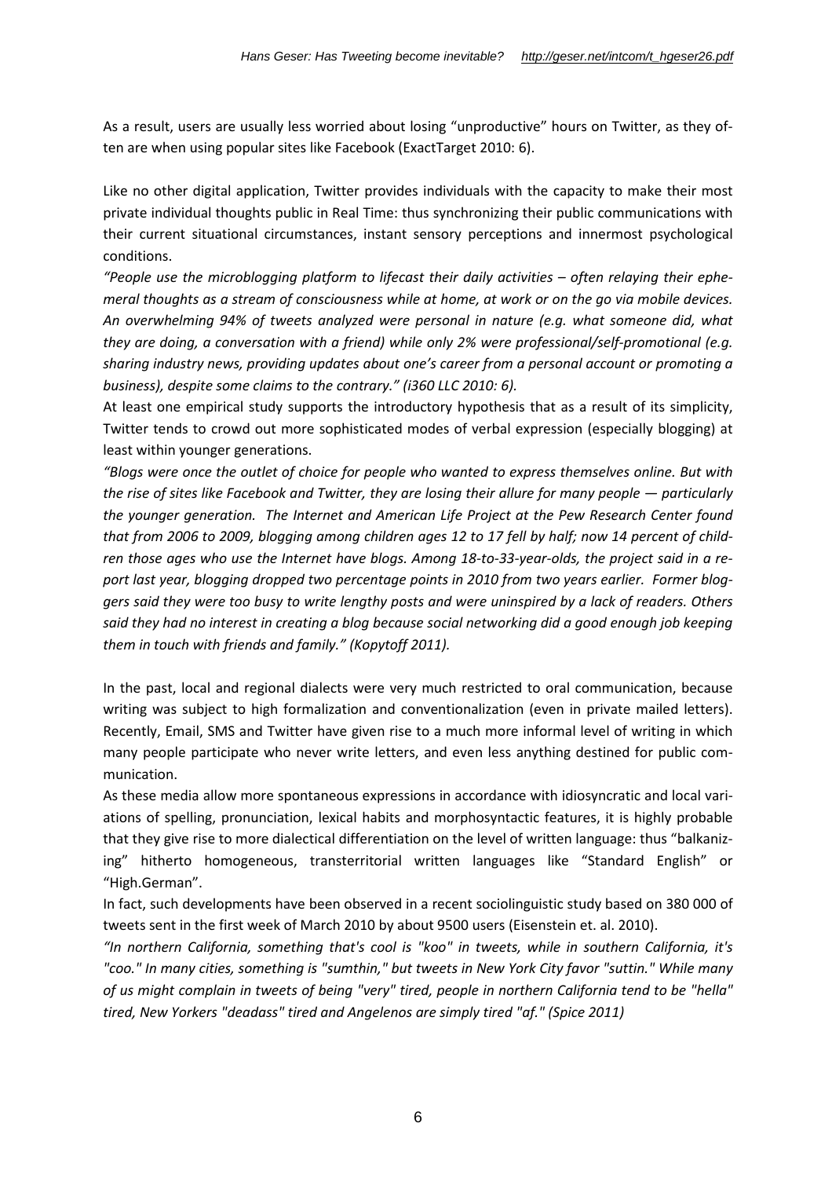As a result, users are usually less worried about losing "unproductive" hours on Twitter, as they often are when using popular sites like Facebook (ExactTarget 2010: 6).

Like no other digital application, Twitter provides individuals with the capacity to make their most private individual thoughts public in Real Time: thus synchronizing their public communications with their current situational circumstances, instant sensory perceptions and innermost psychological conditions.

*"People use the microblogging platform to lifecast their daily activities – often relaying their ephemeral thoughts as a stream of consciousness while at home, at work or on the go via mobile devices. An overwhelming 94% of tweets analyzed were personal in nature (e.g. what someone did, what they are doing, a conversation with a friend) while only 2% were professional/self-promotional (e.g. sharing industry news, providing updates about one's career from a personal account or promoting a business), despite some claims to the contrary." (i360 LLC 2010: 6).*

At least one empirical study supports the introductory hypothesis that as a result of its simplicity, Twitter tends to crowd out more sophisticated modes of verbal expression (especially blogging) at least within younger generations.

*"Blogs were once the outlet of choice for people who wanted to express themselves online. But with the rise of sites like Facebook and Twitter, they are losing their allure for many people — particularly the younger generation. The Internet and American Life Project at the Pew Research Center found that from 2006 to 2009, blogging among children ages 12 to 17 fell by half; now 14 percent of children those ages who use the Internet have blogs. Among 18-to-33-year-olds, the project said in a report last year, blogging dropped two percentage points in 2010 from two years earlier. Former bloggers said they were too busy to write lengthy posts and were uninspired by a lack of readers. Others said they had no interest in creating a blog because social networking did a good enough job keeping them in touch with friends and family." (Kopytoff 2011).*

In the past, local and regional dialects were very much restricted to oral communication, because writing was subject to high formalization and conventionalization (even in private mailed letters). Recently, Email, SMS and Twitter have given rise to a much more informal level of writing in which many people participate who never write letters, and even less anything destined for public communication.

As these media allow more spontaneous expressions in accordance with idiosyncratic and local variations of spelling, pronunciation, lexical habits and morphosyntactic features, it is highly probable that they give rise to more dialectical differentiation on the level of written language: thus "balkanizing" hitherto homogeneous, transterritorial written languages like "Standard English" or "High.German".

In fact, such developments have been observed in a recent sociolinguistic study based on 380 000 of tweets sent in the first week of March 2010 by about 9500 users (Eisenstein et. al. 2010).

*"In northern California, something that's cool is "koo" in tweets, while in southern California, it's "coo." In many cities, something is "sumthin," but tweets in New York City favor "suttin." While many of us might complain in tweets of being "very" tired, people in northern California tend to be "hella" tired, New Yorkers "deadass" tired and Angelenos are simply tired "af." (Spice 2011)*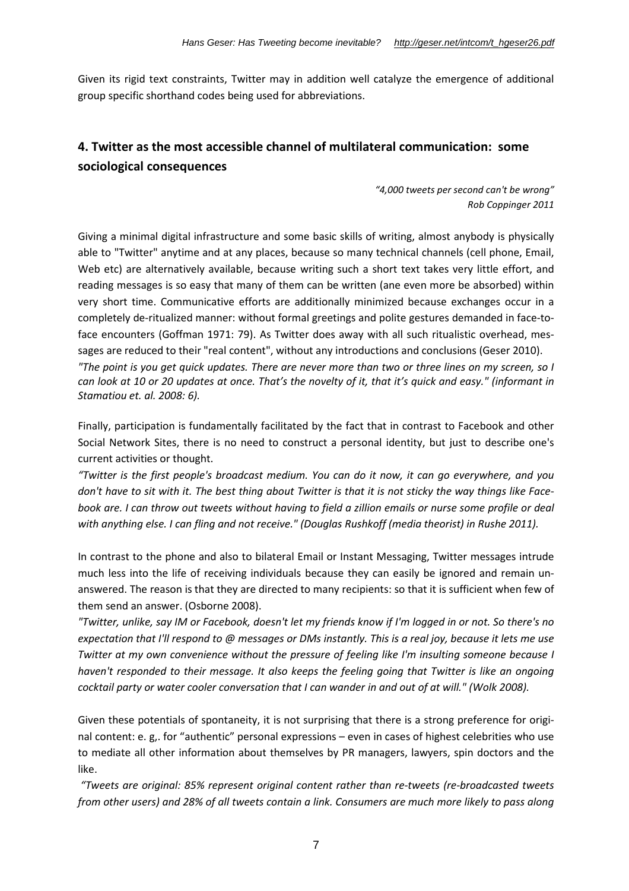Given its rigid text constraints, Twitter may in addition well catalyze the emergence of additional group specific shorthand codes being used for abbreviations.

## 4. Twitter as the most accessible channel of multilateral communication: some sociological consequences

*"4,000 tweets per second can't be wrong"*
*Rob Coppinger 2011*

Giving a minimal digital infrastructure and some basic skills of writing, almost anybody is physically able to "Twitter" anytime and at any places, because so many technical channels (cell phone, Email, Web etc) are alternatively available, because writing such a short text takes very little effort, and reading messages is so easy that many of them can be written (ane even more be absorbed) within very short time. Communicative efforts are additionally minimized because exchanges occur in a completely de-ritualized manner: without formal greetings and polite gestures demanded in face-to-face encounters (Goffman 1971: 79). As Twitter does away with all such ritualistic overhead, messages are reduced to their "real content", without any introductions and conclusions (Geser 2010).

*"The point is you get quick updates. There are never more than two or three lines on my screen, so I can look at 10 or 20 updates at once. That's the novelty of it, that it's quick and easy." (informant in Stamatiou et. al. 2008: 6).*

Finally, participation is fundamentally facilitated by the fact that in contrast to Facebook and other Social Network Sites, there is no need to construct a personal identity, but just to describe one's current activities or thought.

*"Twitter is the first people's broadcast medium. You can do it now, it can go everywhere, and you don't have to sit with it. The best thing about Twitter is that it is not sticky the way things like Facebook are. I can throw out tweets without having to field a zillion emails or nurse some profile or deal with anything else. I can fling and not receive." (Douglas Rushkoff (media theorist) in Rushe 2011).*

In contrast to the phone and also to bilateral Email or Instant Messaging, Twitter messages intrude much less into the life of receiving individuals because they can easily be ignored and remain unanswered. The reason is that they are directed to many recipients: so that it is sufficient when few of them send an answer. (Osborne 2008).

*"Twitter, unlike, say IM or Facebook, doesn't let my friends know if I'm logged in or not. So there's no expectation that I'll respond to @ messages or DMs instantly. This is a real joy, because it lets me use Twitter at my own convenience without the pressure of feeling like I'm insulting someone because I haven't responded to their message. It also keeps the feeling going that Twitter is like an ongoing cocktail party or water cooler conversation that I can wander in and out of at will." (Wolk 2008).*

Given these potentials of spontaneity, it is not surprising that there is a strong preference for original content: e. g,. for "authentic" personal expressions – even in cases of highest celebrities who use to mediate all other information about themselves by PR managers, lawyers, spin doctors and the like.

*"Tweets are original: 85% represent original content rather than re-tweets (re-broadcasted tweets from other users) and 28% of all tweets contain a link. Consumers are much more likely to pass along*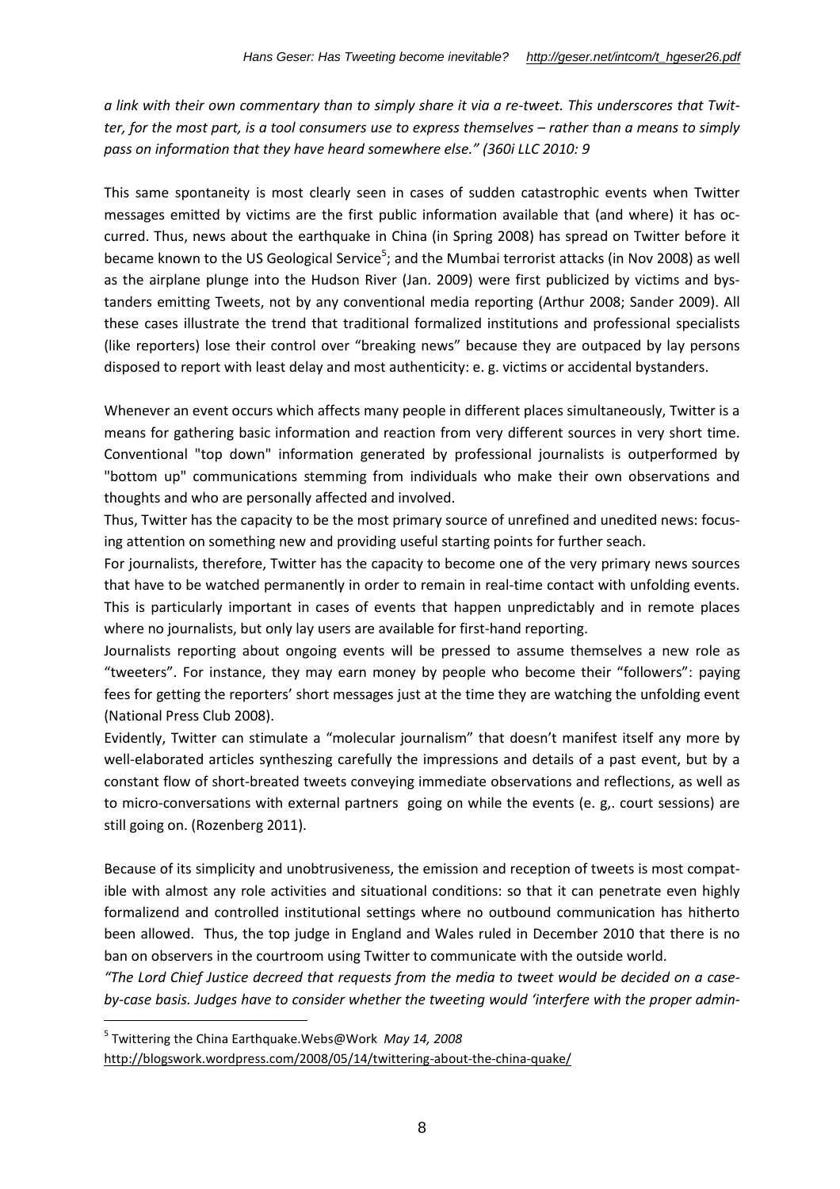*a link with their own commentary than to simply share it via a re-tweet. This underscores that Twitter, for the most part, is a tool consumers use to express themselves – rather than a means to simply pass on information that they have heard somewhere else." (360i LLC 2010: 9*

This same spontaneity is most clearly seen in cases of sudden catastrophic events when Twitter messages emitted by victims are the first public information available that (and where) it has occurred. Thus, news about the earthquake in China (in Spring 2008) has spread on Twitter before it became known to the US Geological Service[5]; and the Mumbai terrorist attacks (in Nov 2008) as well as the airplane plunge into the Hudson River (Jan. 2009) were first publicized by victims and bystanders emitting Tweets, not by any conventional media reporting (Arthur 2008; Sander 2009). All these cases illustrate the trend that traditional formalized institutions and professional specialists (like reporters) lose their control over "breaking news" because they are outpaced by lay persons disposed to report with least delay and most authenticity: e. g. victims or accidental bystanders.

Whenever an event occurs which affects many people in different places simultaneously, Twitter is a means for gathering basic information and reaction from very different sources in very short time. Conventional "top down" information generated by professional journalists is outperformed by "bottom up" communications stemming from individuals who make their own observations and thoughts and who are personally affected and involved.

Thus, Twitter has the capacity to be the most primary source of unrefined and unedited news: focusing attention on something new and providing useful starting points for further seach.

For journalists, therefore, Twitter has the capacity to become one of the very primary news sources that have to be watched permanently in order to remain in real-time contact with unfolding events. This is particularly important in cases of events that happen unpredictably and in remote places where no journalists, but only lay users are available for first-hand reporting.

Journalists reporting about ongoing events will be pressed to assume themselves a new role as "tweeters". For instance, they may earn money by people who become their "followers": paying fees for getting the reporters' short messages just at the time they are watching the unfolding event (National Press Club 2008).

Evidently, Twitter can stimulate a "molecular journalism" that doesn't manifest itself any more by well-elaborated articles syntheszing carefully the impressions and details of a past event, but by a constant flow of short-breated tweets conveying immediate observations and reflections, as well as to micro-conversations with external partners going on while the events (e. g,. court sessions) are still going on. (Rozenberg 2011).

Because of its simplicity and unobtrusiveness, the emission and reception of tweets is most compatible with almost any role activities and situational conditions: so that it can penetrate even highly formalizend and controlled institutional settings where no outbound communication has hitherto been allowed. Thus, the top judge in England and Wales ruled in December 2010 that there is no ban on observers in the courtroom using Twitter to communicate with the outside world.

*"The Lord Chief Justice decreed that requests from the media to tweet would be decided on a case-by-case basis. Judges have to consider whether the tweeting would 'interfere with the proper admin-*

---

[5] Twittering the China Earthquake.Webs@Work *May 14, 2008*
http://blogswork.wordpress.com/2008/05/14/twittering-about-the-china-quake/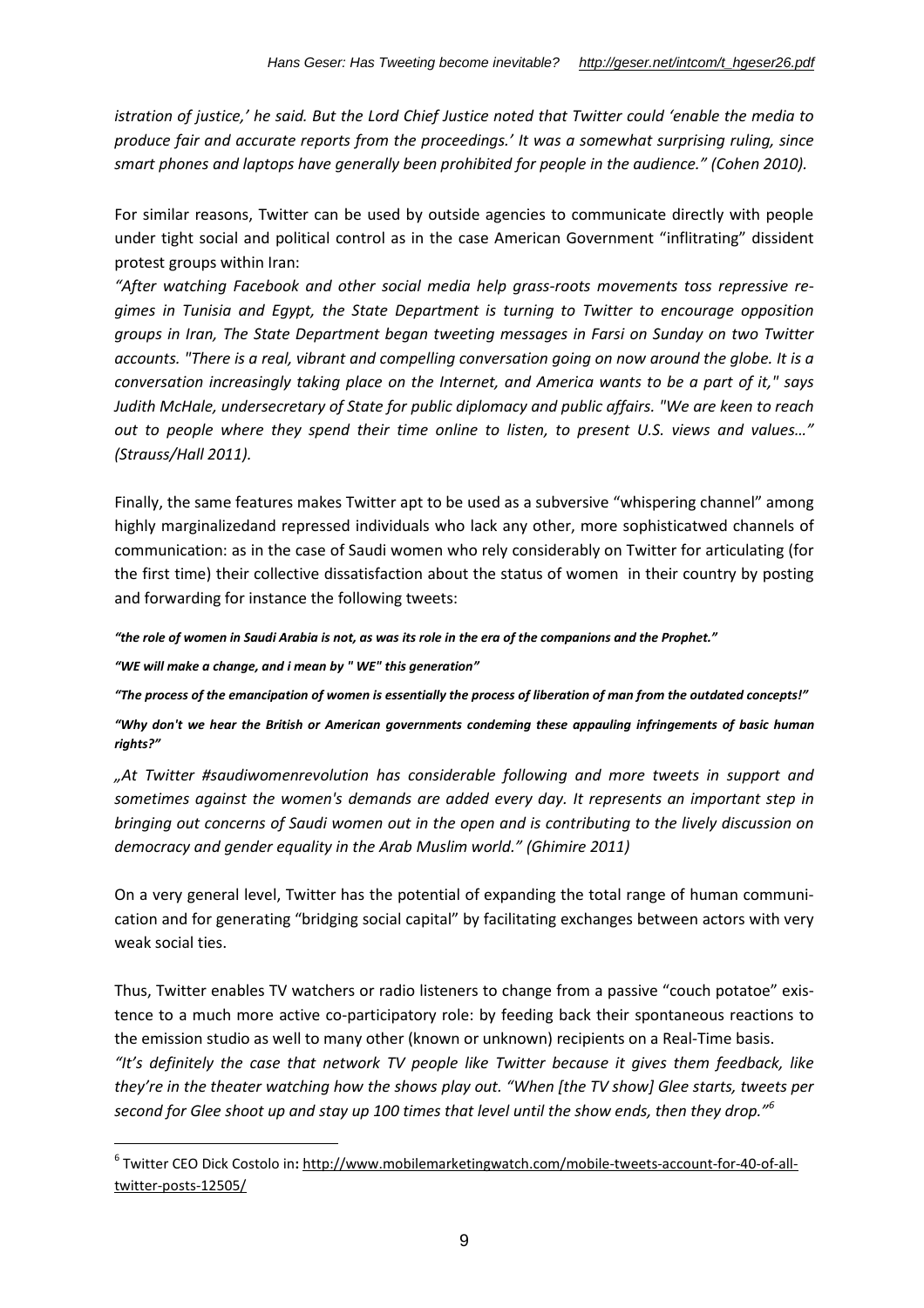*istration of justice,' he said. But the Lord Chief Justice noted that Twitter could 'enable the media to produce fair and accurate reports from the proceedings.' It was a somewhat surprising ruling, since smart phones and laptops have generally been prohibited for people in the audience." (Cohen 2010).*

For similar reasons, Twitter can be used by outside agencies to communicate directly with people under tight social and political control as in the case American Government "inflitrating" dissident protest groups within Iran:

*"After watching Facebook and other social media help grass-roots movements toss repressive regimes in Tunisia and Egypt, the State Department is turning to Twitter to encourage opposition groups in Iran, The State Department began tweeting messages in Farsi on Sunday on two Twitter accounts. "There is a real, vibrant and compelling conversation going on now around the globe. It is a conversation increasingly taking place on the Internet, and America wants to be a part of it," says Judith McHale, undersecretary of State for public diplomacy and public affairs. "We are keen to reach out to people where they spend their time online to listen, to present U.S. views and values…" (Strauss/Hall 2011).*

Finally, the same features makes Twitter apt to be used as a subversive "whispering channel" among highly marginalizedand repressed individuals who lack any other, more sophisticatwed channels of communication: as in the case of Saudi women who rely considerably on Twitter for articulating (for the first time) their collective dissatisfaction about the status of women in their country by posting and forwarding for instance the following tweets:

***"the role of women in Saudi Arabia is not, as was its role in the era of the companions and the Prophet."***

***"WE will make a change, and i mean by " WE" this generation"***

***"The process of the emancipation of women is essentially the process of liberation of man from the outdated concepts!"***

***"Why don't we hear the British or American governments condeming these appauling infringements of basic human rights?"***

*„At Twitter #saudiwomenrevolution has considerable following and more tweets in support and sometimes against the women's demands are added every day. It represents an important step in bringing out concerns of Saudi women out in the open and is contributing to the lively discussion on democracy and gender equality in the Arab Muslim world." (Ghimire 2011)*

On a very general level, Twitter has the potential of expanding the total range of human communication and for generating "bridging social capital" by facilitating exchanges between actors with very weak social ties.

Thus, Twitter enables TV watchers or radio listeners to change from a passive "couch potatoe" existence to a much more active co-participatory role: by feeding back their spontaneous reactions to the emission studio as well to many other (known or unknown) recipients on a Real-Time basis.

*"It's definitely the case that network TV people like Twitter because it gives them feedback, like they're in the theater watching how the shows play out. "When [the TV show] Glee starts, tweets per second for Glee shoot up and stay up 100 times that level until the show ends, then they drop."*[6]

[6] Twitter CEO Dick Costolo in: http://www.mobilemarketingwatch.com/mobile-tweets-account-for-40-of-all-twitter-posts-12505/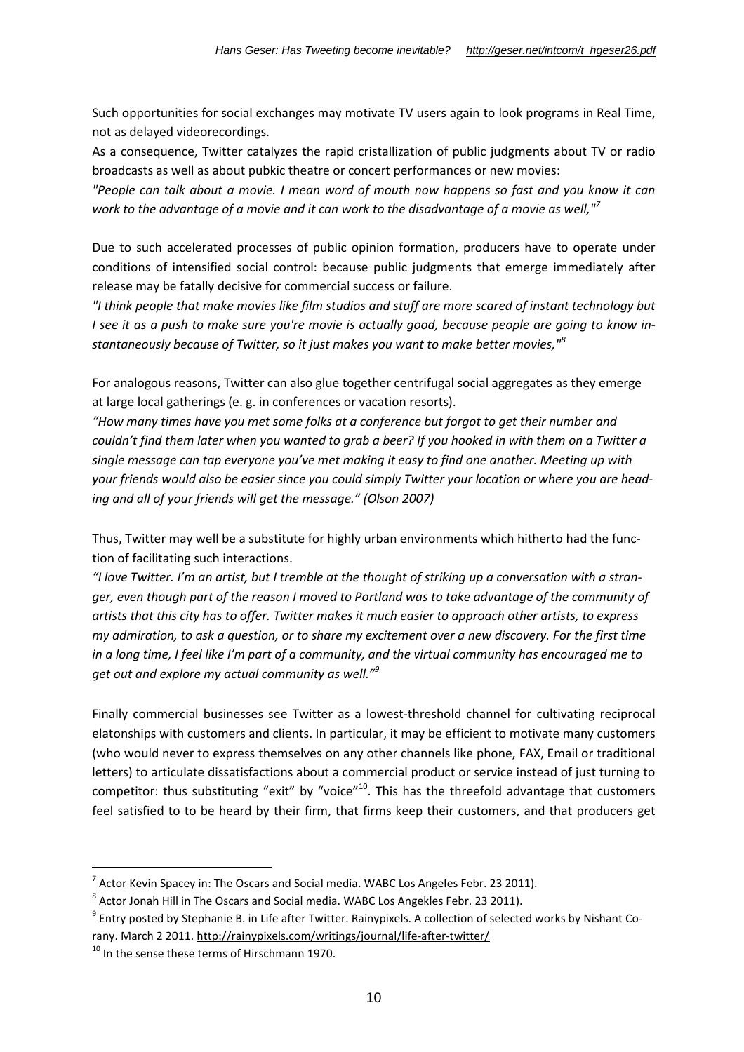Such opportunities for social exchanges may motivate TV users again to look programs in Real Time, not as delayed videorecordings.

As a consequence, Twitter catalyzes the rapid cristallization of public judgments about TV or radio broadcasts as well as about pubkic theatre or concert performances or new movies:

*"People can talk about a movie. I mean word of mouth now happens so fast and you know it can work to the advantage of a movie and it can work to the disadvantage of a movie as well,"*[7]

Due to such accelerated processes of public opinion formation, producers have to operate under conditions of intensified social control: because public judgments that emerge immediately after release may be fatally decisive for commercial success or failure.

*"I think people that make movies like film studios and stuff are more scared of instant technology but I see it as a push to make sure you're movie is actually good, because people are going to know instantaneously because of Twitter, so it just makes you want to make better movies,"*[8]

For analogous reasons, Twitter can also glue together centrifugal social aggregates as they emerge at large local gatherings (e. g. in conferences or vacation resorts).

*"How many times have you met some folks at a conference but forgot to get their number and couldn't find them later when you wanted to grab a beer? If you hooked in with them on a Twitter a single message can tap everyone you've met making it easy to find one another. Meeting up with your friends would also be easier since you could simply Twitter your location or where you are heading and all of your friends will get the message." (Olson 2007)*

Thus, Twitter may well be a substitute for highly urban environments which hitherto had the function of facilitating such interactions.

*"I love Twitter. I'm an artist, but I tremble at the thought of striking up a conversation with a stranger, even though part of the reason I moved to Portland was to take advantage of the community of artists that this city has to offer. Twitter makes it much easier to approach other artists, to express my admiration, to ask a question, or to share my excitement over a new discovery. For the first time in a long time, I feel like I'm part of a community, and the virtual community has encouraged me to get out and explore my actual community as well."*[9]

Finally commercial businesses see Twitter as a lowest-threshold channel for cultivating reciprocal elatonships with customers and clients. In particular, it may be efficient to motivate many customers (who would never to express themselves on any other channels like phone, FAX, Email or traditional letters) to articulate dissatisfactions about a commercial product or service instead of just turning to competitor: thus substituting "exit" by "voice"[10]. This has the threefold advantage that customers feel satisfied to to be heard by their firm, that firms keep their customers, and that producers get

---

[7] Actor Kevin Spacey in: The Oscars and Social media. WABC Los Angeles Febr. 23 2011).

[8] Actor Jonah Hill in The Oscars and Social media. WABC Los Angekles Febr. 23 2011).

[9] Entry posted by Stephanie B. in Life after Twitter. Rainypixels. A collection of selected works by Nishant Corany. March 2 2011. http://rainypixels.com/writings/journal/life-after-twitter/

[10] In the sense these terms of Hirschmann 1970.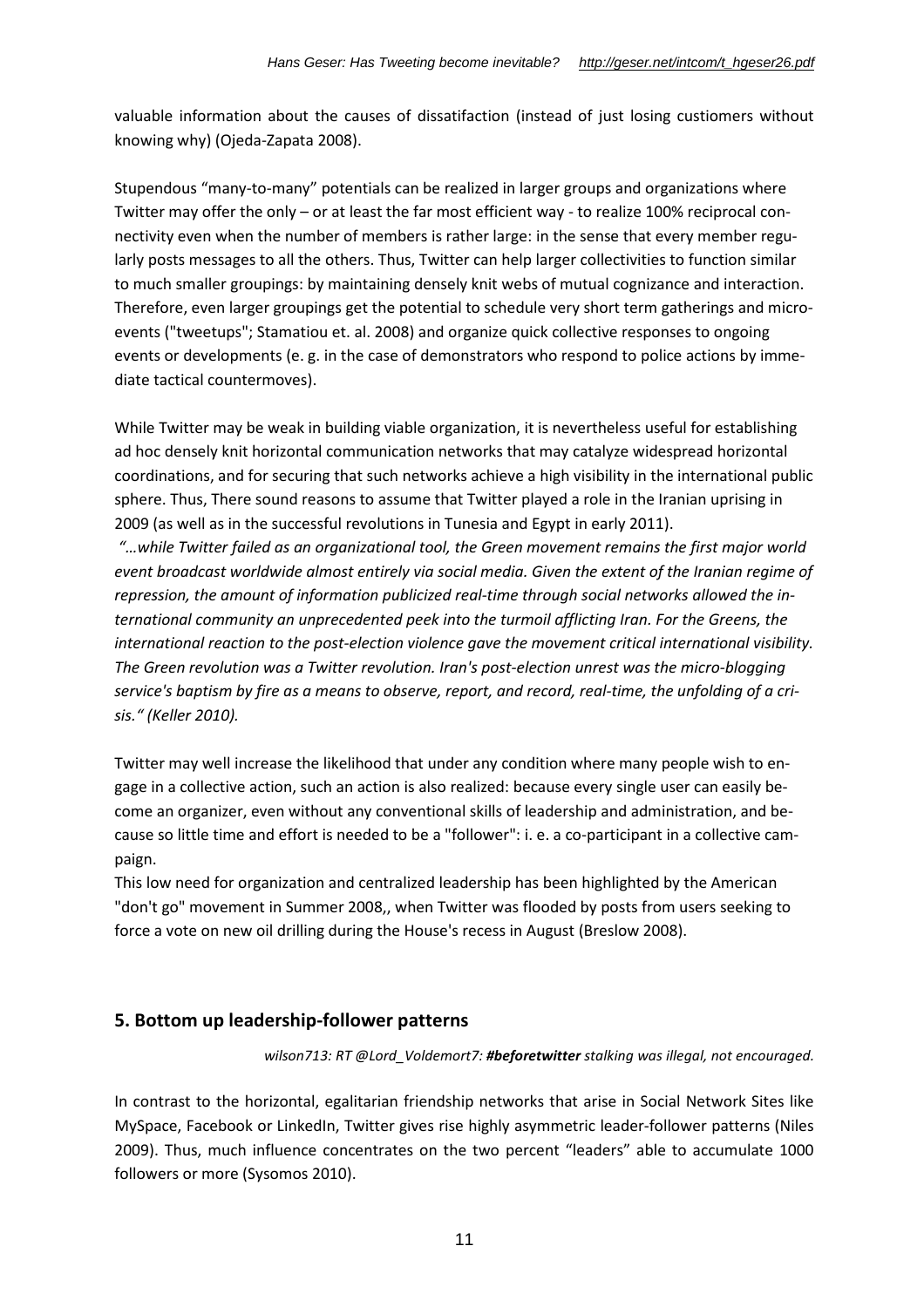valuable information about the causes of dissatifaction (instead of just losing custiomers without knowing why) (Ojeda-Zapata 2008).

Stupendous "many-to-many" potentials can be realized in larger groups and organizations where Twitter may offer the only – or at least the far most efficient way - to realize 100% reciprocal connectivity even when the number of members is rather large: in the sense that every member regularly posts messages to all the others. Thus, Twitter can help larger collectivities to function similar to much smaller groupings: by maintaining densely knit webs of mutual cognizance and interaction. Therefore, even larger groupings get the potential to schedule very short term gatherings and micro-events ("tweetups"; Stamatiou et. al. 2008) and organize quick collective responses to ongoing events or developments (e. g. in the case of demonstrators who respond to police actions by immediate tactical countermoves).

While Twitter may be weak in building viable organization, it is nevertheless useful for establishing ad hoc densely knit horizontal communication networks that may catalyze widespread horizontal coordinations, and for securing that such networks achieve a high visibility in the international public sphere. Thus, There sound reasons to assume that Twitter played a role in the Iranian uprising in 2009 (as well as in the successful revolutions in Tunesia and Egypt in early 2011).

*"…while Twitter failed as an organizational tool, the Green movement remains the first major world event broadcast worldwide almost entirely via social media. Given the extent of the Iranian regime of repression, the amount of information publicized real-time through social networks allowed the international community an unprecedented peek into the turmoil afflicting Iran. For the Greens, the international reaction to the post-election violence gave the movement critical international visibility. The Green revolution was a Twitter revolution. Iran's post-election unrest was the micro-blogging service's baptism by fire as a means to observe, report, and record, real-time, the unfolding of a crisis." (Keller 2010).*

Twitter may well increase the likelihood that under any condition where many people wish to engage in a collective action, such an action is also realized: because every single user can easily become an organizer, even without any conventional skills of leadership and administration, and because so little time and effort is needed to be a "follower": i. e. a co-participant in a collective campaign.

This low need for organization and centralized leadership has been highlighted by the American "don't go" movement in Summer 2008,, when Twitter was flooded by posts from users seeking to force a vote on new oil drilling during the House's recess in August (Breslow 2008).

## 5. Bottom up leadership-follower patterns

*wilson713: RT @Lord_Voldemort7: **#beforetwitter** stalking was illegal, not encouraged.*

In contrast to the horizontal, egalitarian friendship networks that arise in Social Network Sites like MySpace, Facebook or LinkedIn, Twitter gives rise highly asymmetric leader-follower patterns (Niles 2009). Thus, much influence concentrates on the two percent "leaders" able to accumulate 1000 followers or more (Sysomos 2010).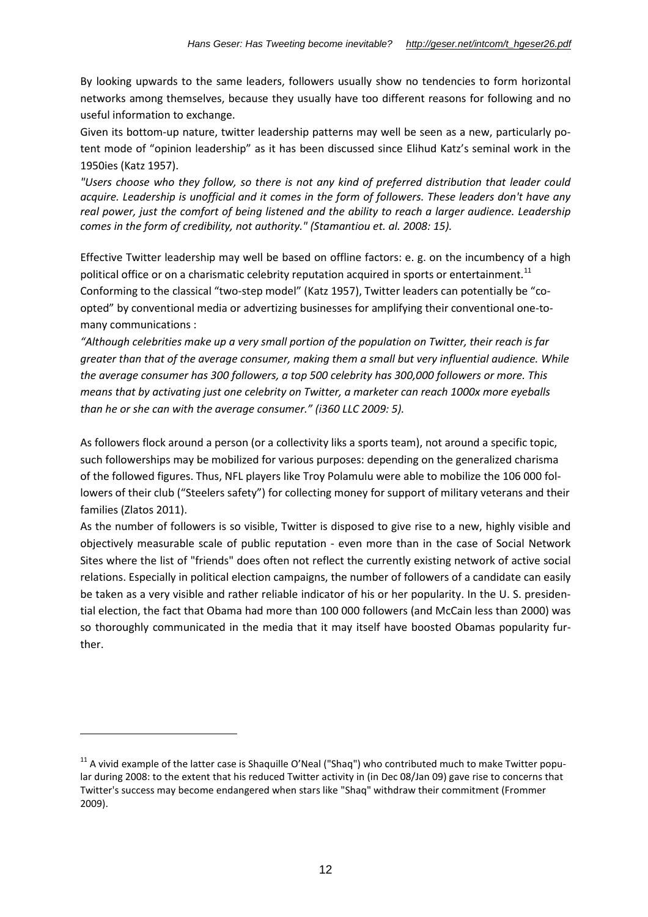By looking upwards to the same leaders, followers usually show no tendencies to form horizontal networks among themselves, because they usually have too different reasons for following and no useful information to exchange.

Given its bottom-up nature, twitter leadership patterns may well be seen as a new, particularly potent mode of "opinion leadership" as it has been discussed since Elihud Katz's seminal work in the 1950ies (Katz 1957).

*"Users choose who they follow, so there is not any kind of preferred distribution that leader could acquire. Leadership is unofficial and it comes in the form of followers. These leaders don't have any real power, just the comfort of being listened and the ability to reach a larger audience. Leadership comes in the form of credibility, not authority." (Stamantiou et. al. 2008: 15).*

Effective Twitter leadership may well be based on offline factors: e. g. on the incumbency of a high political office or on a charismatic celebrity reputation acquired in sports or entertainment.[11]

Conforming to the classical "two-step model" (Katz 1957), Twitter leaders can potentially be "co-opted" by conventional media or advertizing businesses for amplifying their conventional one-to-many communications :

*"Although celebrities make up a very small portion of the population on Twitter, their reach is far greater than that of the average consumer, making them a small but very influential audience. While the average consumer has 300 followers, a top 500 celebrity has 300,000 followers or more. This means that by activating just one celebrity on Twitter, a marketer can reach 1000x more eyeballs than he or she can with the average consumer." (i360 LLC 2009: 5).*

As followers flock around a person (or a collectivity liks a sports team), not around a specific topic, such followerships may be mobilized for various purposes: depending on the generalized charisma of the followed figures. Thus, NFL players like Troy Polamulu were able to mobilize the 106 000 followers of their club ("Steelers safety") for collecting money for support of military veterans and their families (Zlatos 2011).

As the number of followers is so visible, Twitter is disposed to give rise to a new, highly visible and objectively measurable scale of public reputation - even more than in the case of Social Network Sites where the list of "friends" does often not reflect the currently existing network of active social relations. Especially in political election campaigns, the number of followers of a candidate can easily be taken as a very visible and rather reliable indicator of his or her popularity. In the U. S. presidential election, the fact that Obama had more than 100 000 followers (and McCain less than 2000) was so thoroughly communicated in the media that it may itself have boosted Obamas popularity further.

---

[11] A vivid example of the latter case is Shaquille O'Neal ("Shaq") who contributed much to make Twitter popular during 2008: to the extent that his reduced Twitter activity in (in Dec 08/Jan 09) gave rise to concerns that Twitter's success may become endangered when stars like "Shaq" withdraw their commitment (Frommer 2009).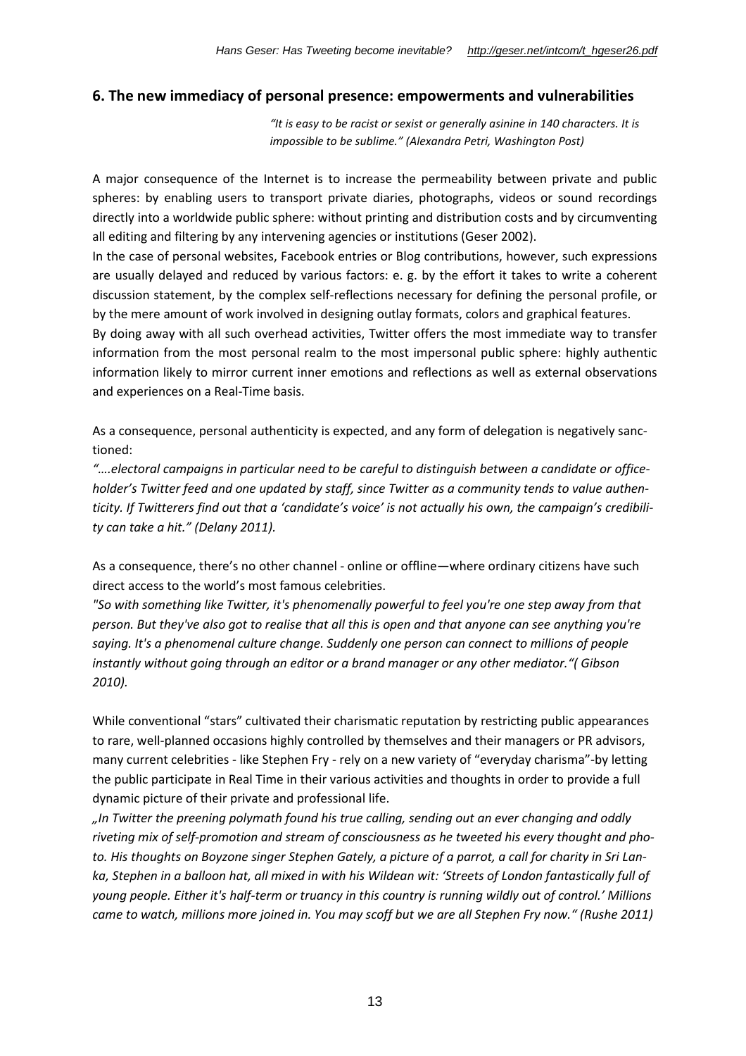## 6. The new immediacy of personal presence: empowerments and vulnerabilities

> *"It is easy to be racist or sexist or generally asinine in 140 characters. It is impossible to be sublime." (Alexandra Petri, Washington Post)*

A major consequence of the Internet is to increase the permeability between private and public spheres: by enabling users to transport private diaries, photographs, videos or sound recordings directly into a worldwide public sphere: without printing and distribution costs and by circumventing all editing and filtering by any intervening agencies or institutions (Geser 2002).

In the case of personal websites, Facebook entries or Blog contributions, however, such expressions are usually delayed and reduced by various factors: e. g. by the effort it takes to write a coherent discussion statement, by the complex self-reflections necessary for defining the personal profile, or by the mere amount of work involved in designing outlay formats, colors and graphical features.

By doing away with all such overhead activities, Twitter offers the most immediate way to transfer information from the most personal realm to the most impersonal public sphere: highly authentic information likely to mirror current inner emotions and reflections as well as external observations and experiences on a Real-Time basis.

As a consequence, personal authenticity is expected, and any form of delegation is negatively sanctioned:

*"….electoral campaigns in particular need to be careful to distinguish between a candidate or officeholder's Twitter feed and one updated by staff, since Twitter as a community tends to value authenticity. If Twitterers find out that a 'candidate's voice' is not actually his own, the campaign's credibility can take a hit." (Delany 2011).*

As a consequence, there's no other channel - online or offline—where ordinary citizens have such direct access to the world's most famous celebrities.

*"So with something like Twitter, it's phenomenally powerful to feel you're one step away from that person. But they've also got to realise that all this is open and that anyone can see anything you're saying. It's a phenomenal culture change. Suddenly one person can connect to millions of people instantly without going through an editor or a brand manager or any other mediator."( Gibson 2010).*

While conventional "stars" cultivated their charismatic reputation by restricting public appearances to rare, well-planned occasions highly controlled by themselves and their managers or PR advisors, many current celebrities - like Stephen Fry - rely on a new variety of "everyday charisma"-by letting the public participate in Real Time in their various activities and thoughts in order to provide a full dynamic picture of their private and professional life.

*„In Twitter the preening polymath found his true calling, sending out an ever changing and oddly riveting mix of self-promotion and stream of consciousness as he tweeted his every thought and photo. His thoughts on Boyzone singer Stephen Gately, a picture of a parrot, a call for charity in Sri Lanka, Stephen in a balloon hat, all mixed in with his Wildean wit: 'Streets of London fantastically full of young people. Either it's half-term or truancy in this country is running wildly out of control.' Millions came to watch, millions more joined in. You may scoff but we are all Stephen Fry now." (Rushe 2011)*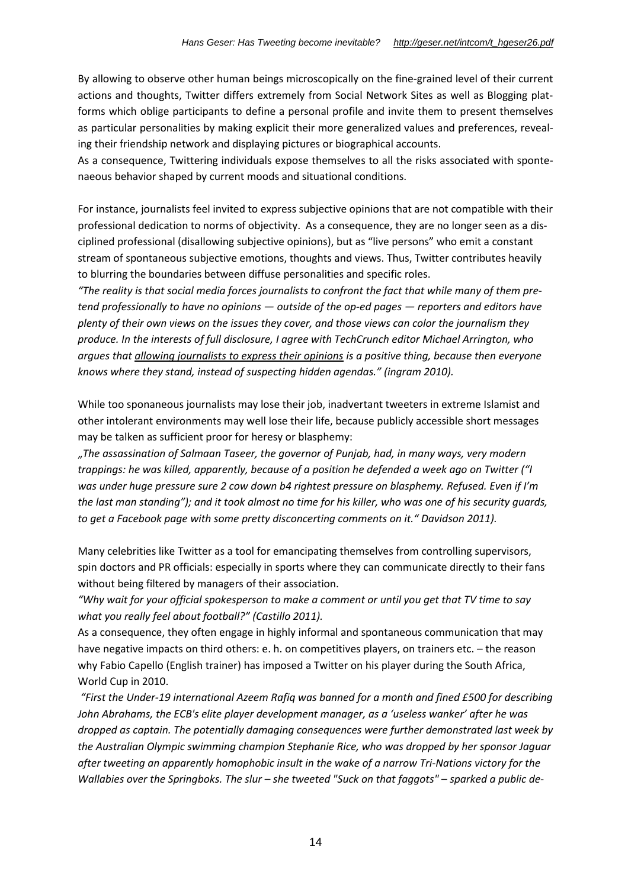By allowing to observe other human beings microscopically on the fine-grained level of their current actions and thoughts, Twitter differs extremely from Social Network Sites as well as Blogging platforms which oblige participants to define a personal profile and invite them to present themselves as particular personalities by making explicit their more generalized values and preferences, revealing their friendship network and displaying pictures or biographical accounts.
As a consequence, Twittering individuals expose themselves to all the risks associated with spontenaeous behavior shaped by current moods and situational conditions.

For instance, journalists feel invited to express subjective opinions that are not compatible with their professional dedication to norms of objectivity. As a consequence, they are no longer seen as a disciplined professional (disallowing subjective opinions), but as "live persons" who emit a constant stream of spontaneous subjective emotions, thoughts and views. Thus, Twitter contributes heavily to blurring the boundaries between diffuse personalities and specific roles.
*"The reality is that social media forces journalists to confront the fact that while many of them pretend professionally to have no opinions — outside of the op-ed pages — reporters and editors have plenty of their own views on the issues they cover, and those views can color the journalism they produce. In the interests of full disclosure, I agree with TechCrunch editor Michael Arrington, who argues that allowing journalists to express their opinions is a positive thing, because then everyone knows where they stand, instead of suspecting hidden agendas." (ingram 2010).*

While too sponaneous journalists may lose their job, inadvertant tweeters in extreme Islamist and other intolerant environments may well lose their life, because publicly accessible short messages may be talken as sufficient proor for heresy or blasphemy:
*„The assassination of Salmaan Taseer, the governor of Punjab, had, in many ways, very modern trappings: he was killed, apparently, because of a position he defended a week ago on Twitter ("I was under huge pressure sure 2 cow down b4 rightest pressure on blasphemy. Refused. Even if I'm the last man standing"); and it took almost no time for his killer, who was one of his security guards, to get a Facebook page with some pretty disconcerting comments on it." Davidson 2011).*

Many celebrities like Twitter as a tool for emancipating themselves from controlling supervisors, spin doctors and PR officials: especially in sports where they can communicate directly to their fans without being filtered by managers of their association.
*"Why wait for your official spokesperson to make a comment or until you get that TV time to say what you really feel about football?" (Castillo 2011).*
As a consequence, they often engage in highly informal and spontaneous communication that may have negative impacts on third others: e. h. on competitives players, on trainers etc. – the reason why Fabio Capello (English trainer) has imposed a Twitter on his player during the South Africa, World Cup in 2010.
*"First the Under-19 international Azeem Rafiq was banned for a month and fined £500 for describing John Abrahams, the ECB's elite player development manager, as a 'useless wanker' after he was dropped as captain. The potentially damaging consequences were further demonstrated last week by the Australian Olympic swimming champion Stephanie Rice, who was dropped by her sponsor Jaguar after tweeting an apparently homophobic insult in the wake of a narrow Tri-Nations victory for the Wallabies over the Springboks. The slur – she tweeted "Suck on that faggots" – sparked a public de-*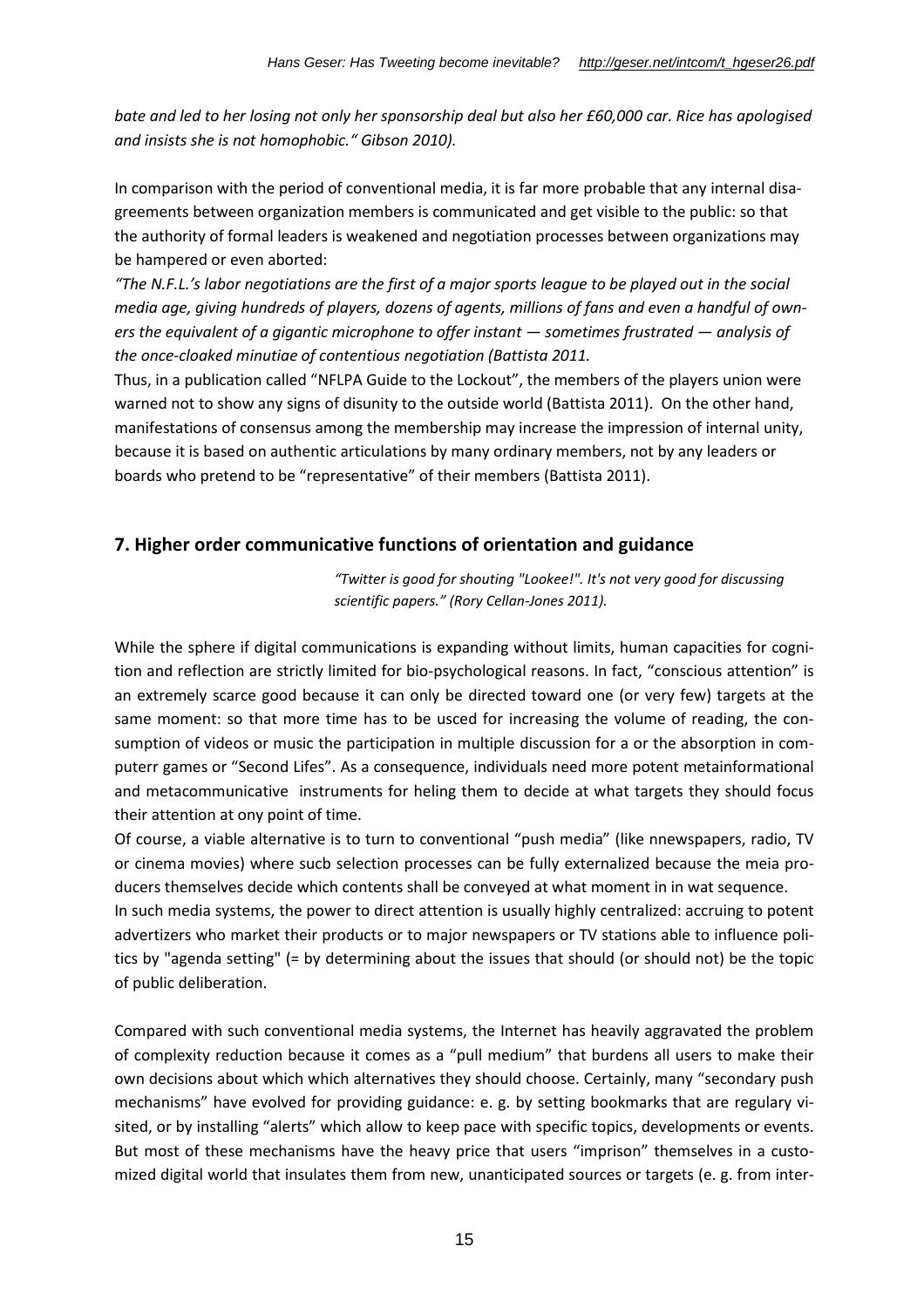*bate and led to her losing not only her sponsorship deal but also her £60,000 car. Rice has apologised and insists she is not homophobic." Gibson 2010).*

In comparison with the period of conventional media, it is far more probable that any internal disagreements between organization members is communicated and get visible to the public: so that the authority of formal leaders is weakened and negotiation processes between organizations may be hampered or even aborted:

*"The N.F.L.'s labor negotiations are the first of a major sports league to be played out in the social media age, giving hundreds of players, dozens of agents, millions of fans and even a handful of owners the equivalent of a gigantic microphone to offer instant — sometimes frustrated — analysis of the once-cloaked minutiae of contentious negotiation (Battista 2011.*

Thus, in a publication called "NFLPA Guide to the Lockout", the members of the players union were warned not to show any signs of disunity to the outside world (Battista 2011). On the other hand, manifestations of consensus among the membership may increase the impression of internal unity, because it is based on authentic articulations by many ordinary members, not by any leaders or boards who pretend to be "representative" of their members (Battista 2011).

## 7. Higher order communicative functions of orientation and guidance

*"Twitter is good for shouting "Lookee!". It's not very good for discussing scientific papers." (Rory Cellan-Jones 2011).*

While the sphere if digital communications is expanding without limits, human capacities for cognition and reflection are strictly limited for bio-psychological reasons. In fact, "conscious attention" is an extremely scarce good because it can only be directed toward one (or very few) targets at the same moment: so that more time has to be usced for increasing the volume of reading, the consumption of videos or music the participation in multiple discussion for a or the absorption in computerr games or "Second Lifes". As a consequence, individuals need more potent metainformational and metacommunicative instruments for heling them to decide at what targets they should focus their attention at ony point of time.

Of course, a viable alternative is to turn to conventional "push media" (like nnewspapers, radio, TV or cinema movies) where sucb selection processes can be fully externalized because the meia producers themselves decide which contents shall be conveyed at what moment in in wat sequence.

In such media systems, the power to direct attention is usually highly centralized: accruing to potent advertizers who market their products or to major newspapers or TV stations able to influence politics by "agenda setting" (= by determining about the issues that should (or should not) be the topic of public deliberation.

Compared with such conventional media systems, the Internet has heavily aggravated the problem of complexity reduction because it comes as a "pull medium" that burdens all users to make their own decisions about which which alternatives they should choose. Certainly, many "secondary push mechanisms" have evolved for providing guidance: e. g. by setting bookmarks that are regulary visited, or by installing "alerts" which allow to keep pace with specific topics, developments or events. But most of these mechanisms have the heavy price that users "imprison" themselves in a customized digital world that insulates them from new, unanticipated sources or targets (e. g. from inter-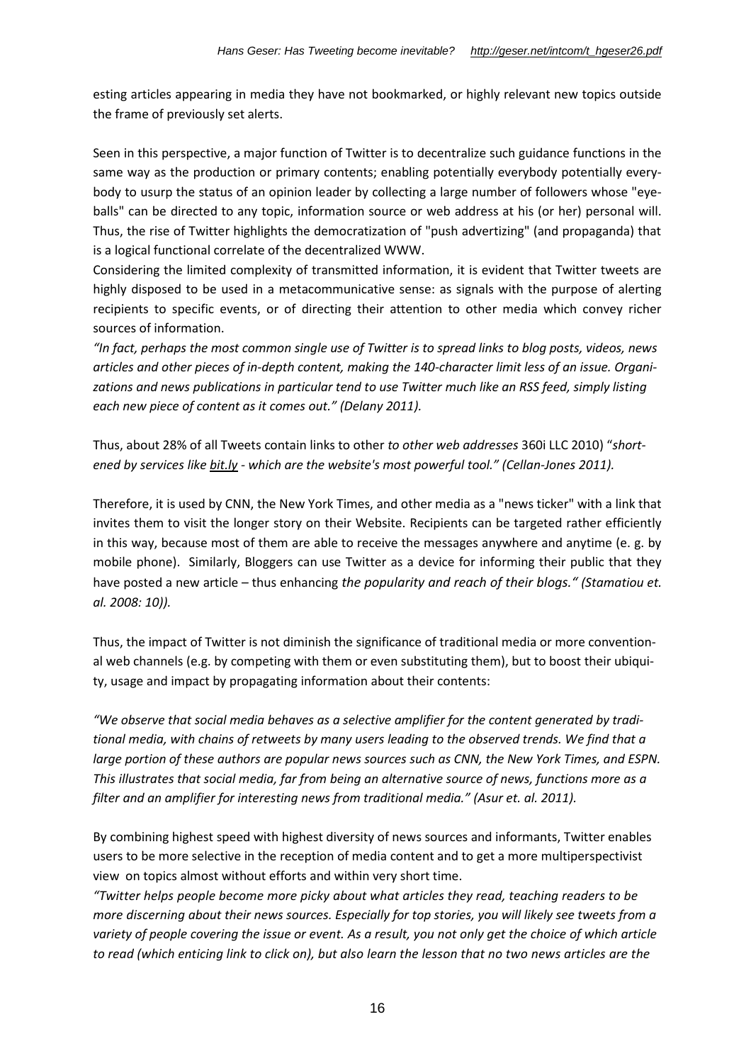esting articles appearing in media they have not bookmarked, or highly relevant new topics outside the frame of previously set alerts.

Seen in this perspective, a major function of Twitter is to decentralize such guidance functions in the same way as the production or primary contents; enabling potentially everybody potentially everybody to usurp the status of an opinion leader by collecting a large number of followers whose "eyeballs" can be directed to any topic, information source or web address at his (or her) personal will. Thus, the rise of Twitter highlights the democratization of "push advertizing" (and propaganda) that is a logical functional correlate of the decentralized WWW.

Considering the limited complexity of transmitted information, it is evident that Twitter tweets are highly disposed to be used in a metacommunicative sense: as signals with the purpose of alerting recipients to specific events, or of directing their attention to other media which convey richer sources of information.

*"In fact, perhaps the most common single use of Twitter is to spread links to blog posts, videos, news articles and other pieces of in-depth content, making the 140-character limit less of an issue. Organizations and news publications in particular tend to use Twitter much like an RSS feed, simply listing each new piece of content as it comes out." (Delany 2011).*

Thus, about 28% of all Tweets contain links to other *to other web addresses* 360i LLC 2010) "*shortened by services like bit.ly - which are the website's most powerful tool." (Cellan-Jones 2011).*

Therefore, it is used by CNN, the New York Times, and other media as a "news ticker" with a link that invites them to visit the longer story on their Website. Recipients can be targeted rather efficiently in this way, because most of them are able to receive the messages anywhere and anytime (e. g. by mobile phone). Similarly, Bloggers can use Twitter as a device for informing their public that they have posted a new article – thus enhancing *the popularity and reach of their blogs." (Stamatiou et. al. 2008: 10)).*

Thus, the impact of Twitter is not diminish the significance of traditional media or more conventional web channels (e.g. by competing with them or even substituting them), but to boost their ubiquity, usage and impact by propagating information about their contents:

*"We observe that social media behaves as a selective amplifier for the content generated by traditional media, with chains of retweets by many users leading to the observed trends. We find that a large portion of these authors are popular news sources such as CNN, the New York Times, and ESPN. This illustrates that social media, far from being an alternative source of news, functions more as a filter and an amplifier for interesting news from traditional media." (Asur et. al. 2011).*

By combining highest speed with highest diversity of news sources and informants, Twitter enables users to be more selective in the reception of media content and to get a more multiperspectivist view on topics almost without efforts and within very short time.

*"Twitter helps people become more picky about what articles they read, teaching readers to be more discerning about their news sources. Especially for top stories, you will likely see tweets from a variety of people covering the issue or event. As a result, you not only get the choice of which article to read (which enticing link to click on), but also learn the lesson that no two news articles are the*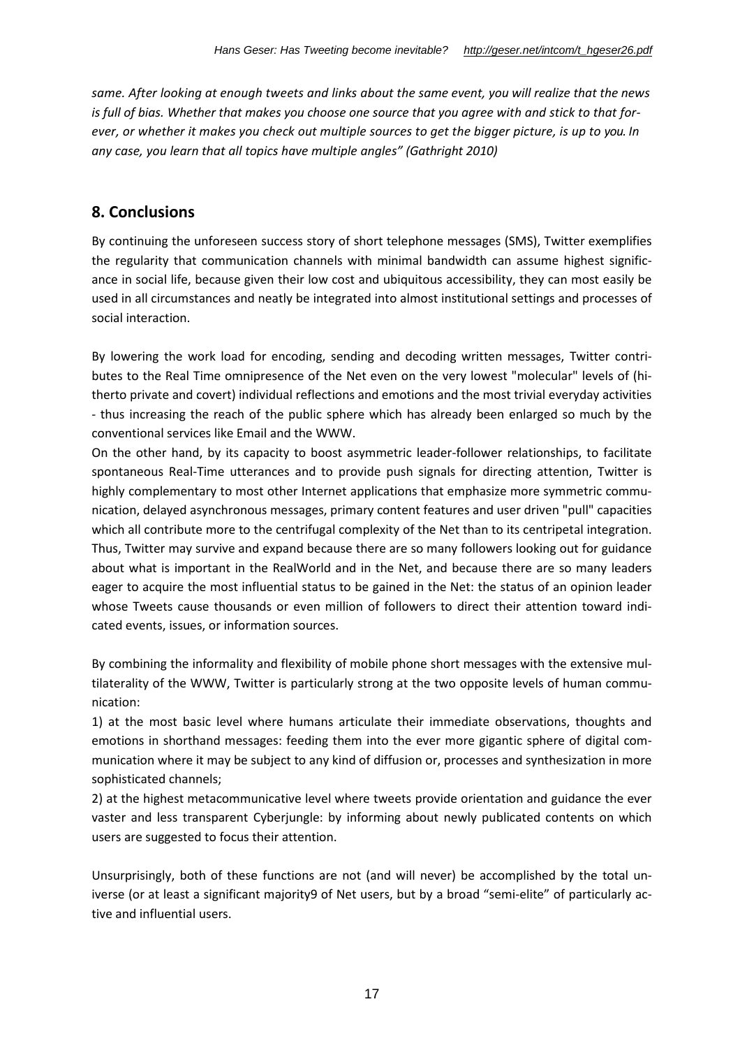*same. After looking at enough tweets and links about the same event, you will realize that the news is full of bias. Whether that makes you choose one source that you agree with and stick to that forever, or whether it makes you check out multiple sources to get the bigger picture, is up to you. In any case, you learn that all topics have multiple angles" (Gathright 2010)*

## 8. Conclusions

By continuing the unforeseen success story of short telephone messages (SMS), Twitter exemplifies the regularity that communication channels with minimal bandwidth can assume highest significance in social life, because given their low cost and ubiquitous accessibility, they can most easily be used in all circumstances and neatly be integrated into almost institutional settings and processes of social interaction.

By lowering the work load for encoding, sending and decoding written messages, Twitter contributes to the Real Time omnipresence of the Net even on the very lowest "molecular" levels of (hitherto private and covert) individual reflections and emotions and the most trivial everyday activities - thus increasing the reach of the public sphere which has already been enlarged so much by the conventional services like Email and the WWW.

On the other hand, by its capacity to boost asymmetric leader-follower relationships, to facilitate spontaneous Real-Time utterances and to provide push signals for directing attention, Twitter is highly complementary to most other Internet applications that emphasize more symmetric communication, delayed asynchronous messages, primary content features and user driven "pull" capacities which all contribute more to the centrifugal complexity of the Net than to its centripetal integration. Thus, Twitter may survive and expand because there are so many followers looking out for guidance about what is important in the RealWorld and in the Net, and because there are so many leaders eager to acquire the most influential status to be gained in the Net: the status of an opinion leader whose Tweets cause thousands or even million of followers to direct their attention toward indicated events, issues, or information sources.

By combining the informality and flexibility of mobile phone short messages with the extensive multilaterality of the WWW, Twitter is particularly strong at the two opposite levels of human communication:

1) at the most basic level where humans articulate their immediate observations, thoughts and emotions in shorthand messages: feeding them into the ever more gigantic sphere of digital communication where it may be subject to any kind of diffusion or, processes and synthesization in more sophisticated channels;

2) at the highest metacommunicative level where tweets provide orientation and guidance the ever vaster and less transparent Cyberjungle: by informing about newly publicated contents on which users are suggested to focus their attention.

Unsurprisingly, both of these functions are not (and will never) be accomplished by the total universe (or at least a significant majority9 of Net users, but by a broad "semi-elite" of particularly active and influential users.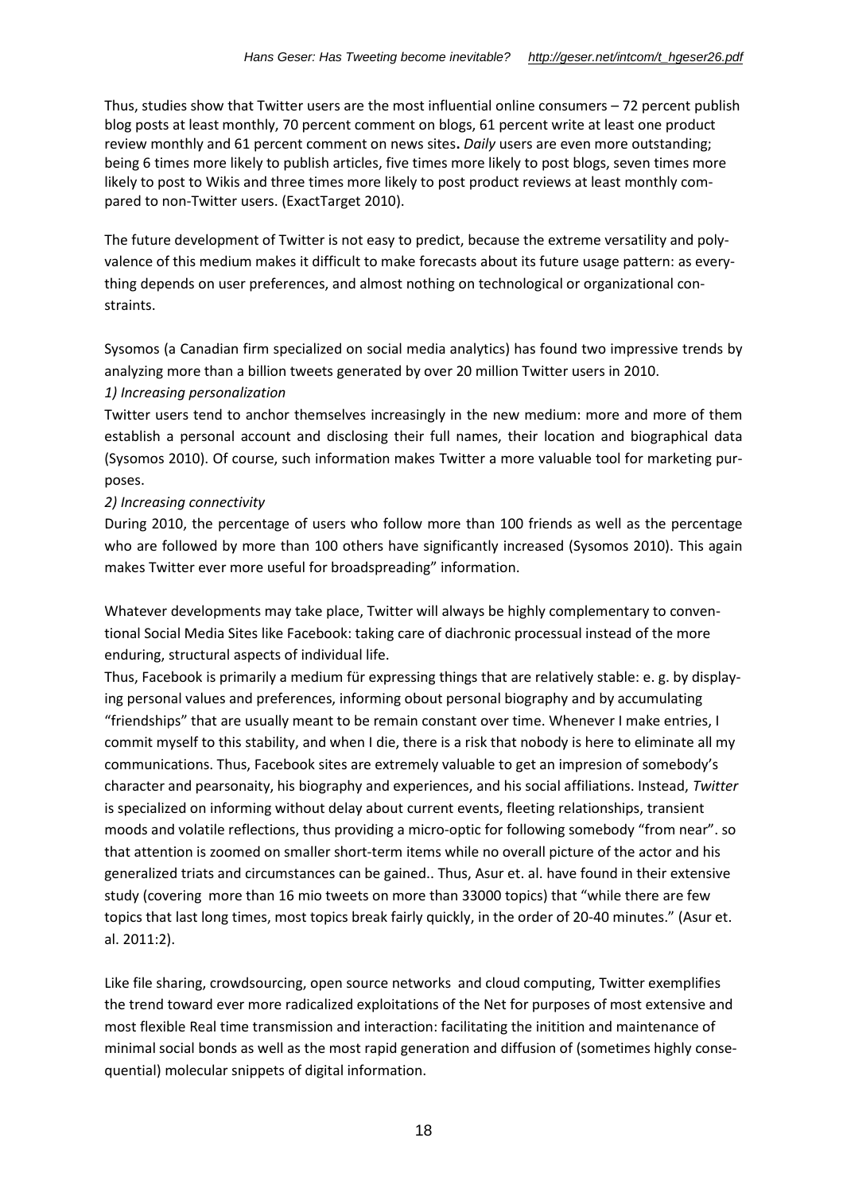Thus, studies show that Twitter users are the most influential online consumers – 72 percent publish blog posts at least monthly, 70 percent comment on blogs, 61 percent write at least one product review monthly and 61 percent comment on news sites**.** *Daily* users are even more outstanding; being 6 times more likely to publish articles, five times more likely to post blogs, seven times more likely to post to Wikis and three times more likely to post product reviews at least monthly compared to non-Twitter users. (ExactTarget 2010).

The future development of Twitter is not easy to predict, because the extreme versatility and polyvalence of this medium makes it difficult to make forecasts about its future usage pattern: as everything depends on user preferences, and almost nothing on technological or organizational constraints.

Sysomos (a Canadian firm specialized on social media analytics) has found two impressive trends by analyzing more than a billion tweets generated by over 20 million Twitter users in 2010.

*1) Increasing personalization*

Twitter users tend to anchor themselves increasingly in the new medium: more and more of them establish a personal account and disclosing their full names, their location and biographical data (Sysomos 2010). Of course, such information makes Twitter a more valuable tool for marketing purposes.

*2) Increasing connectivity*

During 2010, the percentage of users who follow more than 100 friends as well as the percentage who are followed by more than 100 others have significantly increased (Sysomos 2010). This again makes Twitter ever more useful for broadspreading" information.

Whatever developments may take place, Twitter will always be highly complementary to conventional Social Media Sites like Facebook: taking care of diachronic processual instead of the more enduring, structural aspects of individual life.

Thus, Facebook is primarily a medium für expressing things that are relatively stable: e. g. by displaying personal values and preferences, informing obout personal biography and by accumulating "friendships" that are usually meant to be remain constant over time. Whenever I make entries, I commit myself to this stability, and when I die, there is a risk that nobody is here to eliminate all my communications. Thus, Facebook sites are extremely valuable to get an impresion of somebody's character and pearsonaity, his biography and experiences, and his social affiliations. Instead, *Twitter* is specialized on informing without delay about current events, fleeting relationships, transient moods and volatile reflections, thus providing a micro-optic for following somebody "from near". so that attention is zoomed on smaller short-term items while no overall picture of the actor and his generalized triats and circumstances can be gained.. Thus, Asur et. al. have found in their extensive study (covering more than 16 mio tweets on more than 33000 topics) that "while there are few topics that last long times, most topics break fairly quickly, in the order of 20-40 minutes." (Asur et. al. 2011:2).

Like file sharing, crowdsourcing, open source networks and cloud computing, Twitter exemplifies the trend toward ever more radicalized exploitations of the Net for purposes of most extensive and most flexible Real time transmission and interaction: facilitating the initition and maintenance of minimal social bonds as well as the most rapid generation and diffusion of (sometimes highly consequential) molecular snippets of digital information.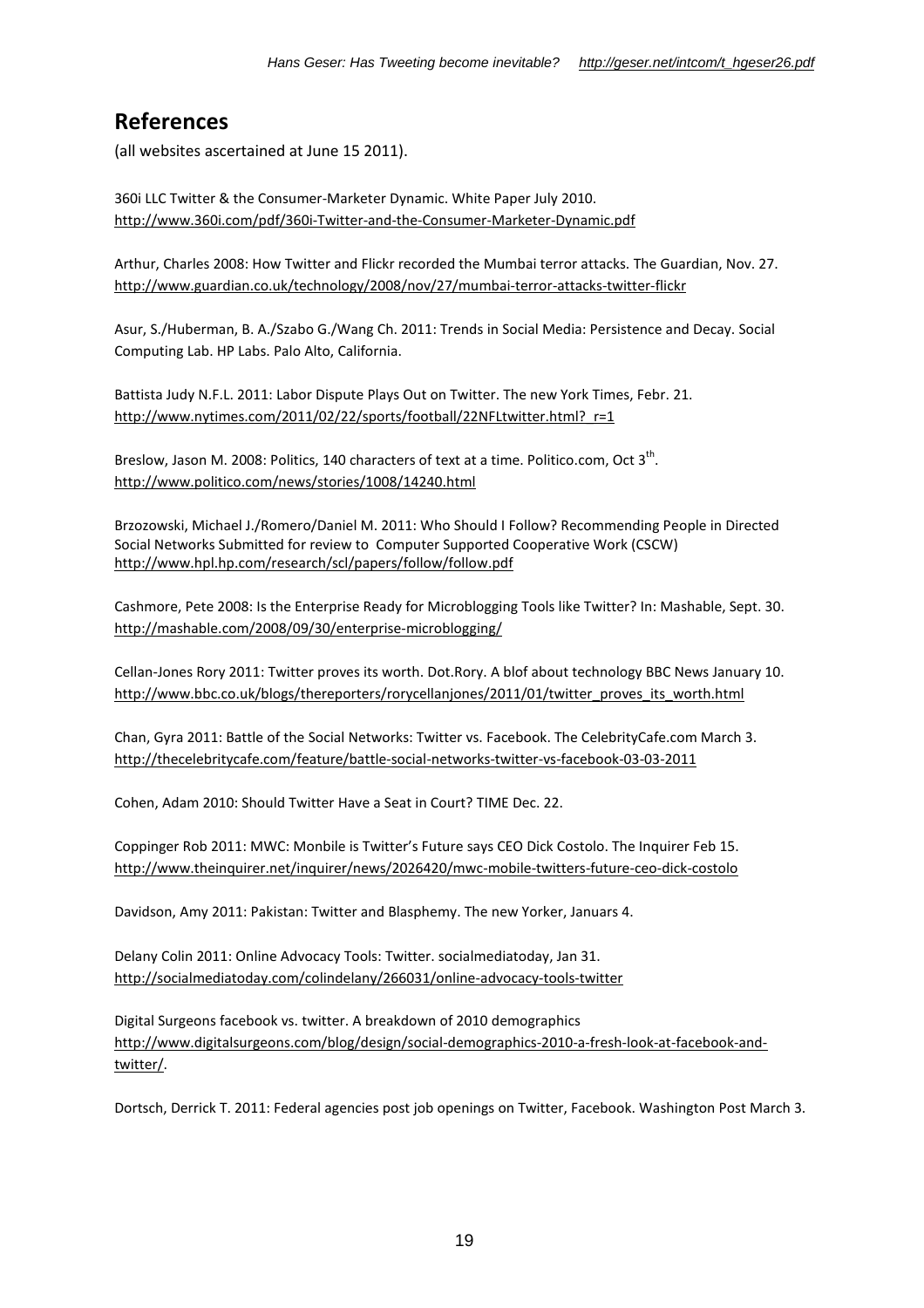## References

(all websites ascertained at June 15 2011).

360i LLC Twitter & the Consumer-Marketer Dynamic. White Paper July 2010. http://www.360i.com/pdf/360i-Twitter-and-the-Consumer-Marketer-Dynamic.pdf

Arthur, Charles 2008: How Twitter and Flickr recorded the Mumbai terror attacks. The Guardian, Nov. 27. http://www.guardian.co.uk/technology/2008/nov/27/mumbai-terror-attacks-twitter-flickr

Asur, S./Huberman, B. A./Szabo G./Wang Ch. 2011: Trends in Social Media: Persistence and Decay. Social Computing Lab. HP Labs. Palo Alto, California.

Battista Judy N.F.L. 2011: Labor Dispute Plays Out on Twitter. The new York Times, Febr. 21. http://www.nytimes.com/2011/02/22/sports/football/22NFLtwitter.html?_r=1

Breslow, Jason M. 2008: Politics, 140 characters of text at a time. Politico.com, Oct 3rd. http://www.politico.com/news/stories/1008/14240.html

Brzozowski, Michael J./Romero/Daniel M. 2011: Who Should I Follow? Recommending People in Directed Social Networks Submitted for review to Computer Supported Cooperative Work (CSCW) http://www.hpl.hp.com/research/scl/papers/follow/follow.pdf

Cashmore, Pete 2008: Is the Enterprise Ready for Microblogging Tools like Twitter? In: Mashable, Sept. 30. http://mashable.com/2008/09/30/enterprise-microblogging/

Cellan-Jones Rory 2011: Twitter proves its worth. Dot.Rory. A blof about technology BBC News January 10. http://www.bbc.co.uk/blogs/thereporters/rorycellanjones/2011/01/twitter_proves_its_worth.html

Chan, Gyra 2011: Battle of the Social Networks: Twitter vs. Facebook. The CelebrityCafe.com March 3. http://thecelebritycafe.com/feature/battle-social-networks-twitter-vs-facebook-03-03-2011

Cohen, Adam 2010: Should Twitter Have a Seat in Court? TIME Dec. 22.

Coppinger Rob 2011: MWC: Monbile is Twitter's Future says CEO Dick Costolo. The Inquirer Feb 15. http://www.theinquirer.net/inquirer/news/2026420/mwc-mobile-twitters-future-ceo-dick-costolo

Davidson, Amy 2011: Pakistan: Twitter and Blasphemy. The new Yorker, Januars 4.

Delany Colin 2011: Online Advocacy Tools: Twitter. socialmediatoday, Jan 31. http://socialmediatoday.com/colindelany/266031/online-advocacy-tools-twitter

Digital Surgeons facebook vs. twitter. A breakdown of 2010 demographics http://www.digitalsurgeons.com/blog/design/social-demographics-2010-a-fresh-look-at-facebook-and-twitter/.

Dortsch, Derrick T. 2011: Federal agencies post job openings on Twitter, Facebook. Washington Post March 3.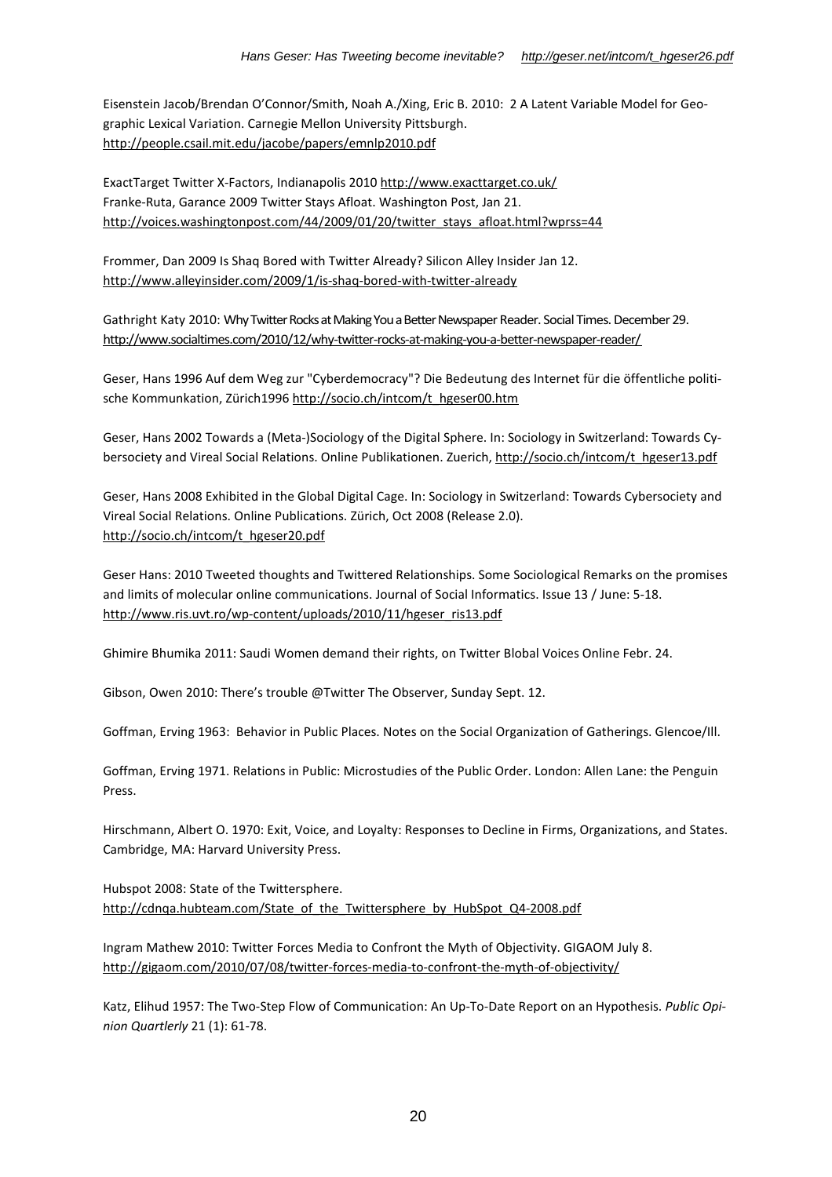Eisenstein Jacob/Brendan O'Connor/Smith, Noah A./Xing, Eric B. 2010: 2 A Latent Variable Model for Geographic Lexical Variation. Carnegie Mellon University Pittsburgh. http://people.csail.mit.edu/jacobe/papers/emnlp2010.pdf

ExactTarget Twitter X-Factors, Indianapolis 2010 http://www.exacttarget.co.uk/
Franke-Ruta, Garance 2009 Twitter Stays Afloat. Washington Post, Jan 21. http://voices.washingtonpost.com/44/2009/01/20/twitter_stays_afloat.html?wprss=44

Frommer, Dan 2009 Is Shaq Bored with Twitter Already? Silicon Alley Insider Jan 12. http://www.alleyinsider.com/2009/1/is-shaq-bored-with-twitter-already

Gathright Katy 2010: Why Twitter Rocks at Making You a Better Newspaper Reader. Social Times. December 29. http://www.socialtimes.com/2010/12/why-twitter-rocks-at-making-you-a-better-newspaper-reader/

Geser, Hans 1996 Auf dem Weg zur "Cyberdemocracy"? Die Bedeutung des Internet für die öffentliche politische Kommunkation, Zürich1996 http://socio.ch/intcom/t_hgeser00.htm

Geser, Hans 2002 Towards a (Meta-)Sociology of the Digital Sphere. In: Sociology in Switzerland: Towards Cybersociety and Vireal Social Relations. Online Publikationen. Zuerich, http://socio.ch/intcom/t_hgeser13.pdf

Geser, Hans 2008 Exhibited in the Global Digital Cage. In: Sociology in Switzerland: Towards Cybersociety and Vireal Social Relations. Online Publications. Zürich, Oct 2008 (Release 2.0). http://socio.ch/intcom/t_hgeser20.pdf

Geser Hans: 2010 Tweeted thoughts and Twittered Relationships. Some Sociological Remarks on the promises and limits of molecular online communications. Journal of Social Informatics. Issue 13 / June: 5-18. http://www.ris.uvt.ro/wp-content/uploads/2010/11/hgeser_ris13.pdf

Ghimire Bhumika 2011: Saudi Women demand their rights, on Twitter Blobal Voices Online Febr. 24.

Gibson, Owen 2010: There's trouble @Twitter The Observer, Sunday Sept. 12.

Goffman, Erving 1963: Behavior in Public Places. Notes on the Social Organization of Gatherings. Glencoe/Ill.

Goffman, Erving 1971. Relations in Public: Microstudies of the Public Order. London: Allen Lane: the Penguin Press.

Hirschmann, Albert O. 1970: Exit, Voice, and Loyalty: Responses to Decline in Firms, Organizations, and States. Cambridge, MA: Harvard University Press.

Hubspot 2008: State of the Twittersphere. http://cdnqa.hubteam.com/State_of_the_Twittersphere_by_HubSpot_Q4-2008.pdf

Ingram Mathew 2010: Twitter Forces Media to Confront the Myth of Objectivity. GIGAOM July 8. http://gigaom.com/2010/07/08/twitter-forces-media-to-confront-the-myth-of-objectivity/

Katz, Elihud 1957: The Two-Step Flow of Communication: An Up-To-Date Report on an Hypothesis. *Public Opinion Quartlerly* 21 (1): 61-78.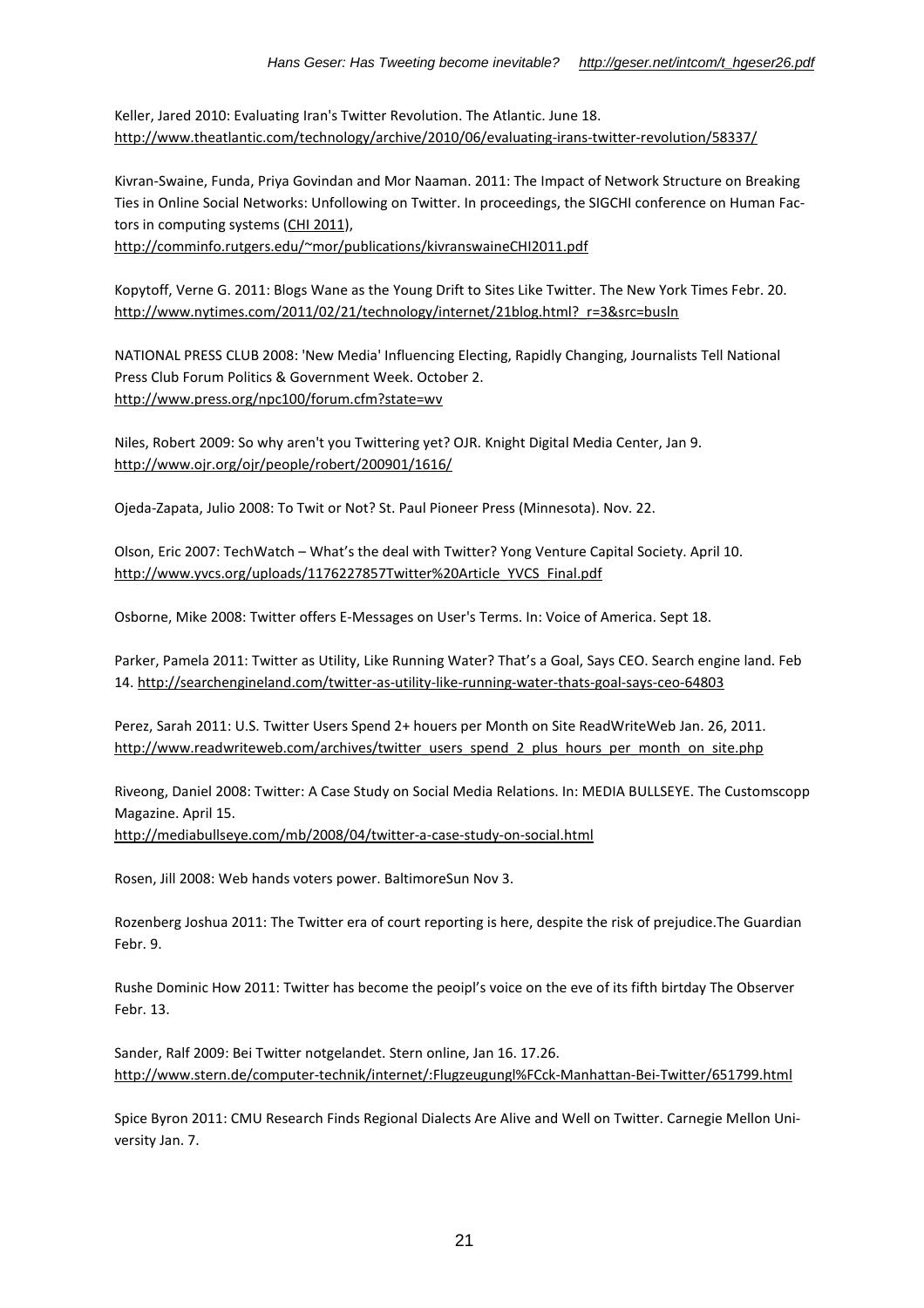Keller, Jared 2010: Evaluating Iran's Twitter Revolution. The Atlantic. June 18.
http://www.theatlantic.com/technology/archive/2010/06/evaluating-irans-twitter-revolution/58337/

Kivran-Swaine, Funda, Priya Govindan and Mor Naaman. 2011: The Impact of Network Structure on Breaking Ties in Online Social Networks: Unfollowing on Twitter. In proceedings, the SIGCHI conference on Human Factors in computing systems (CHI 2011),
http://comminfo.rutgers.edu/~mor/publications/kivranswaineCHI2011.pdf

Kopytoff, Verne G. 2011: Blogs Wane as the Young Drift to Sites Like Twitter. The New York Times Febr. 20.
http://www.nytimes.com/2011/02/21/technology/internet/21blog.html?_r=3&src=busln

NATIONAL PRESS CLUB 2008: 'New Media' Influencing Electing, Rapidly Changing, Journalists Tell National Press Club Forum Politics & Government Week. October 2.
http://www.press.org/npc100/forum.cfm?state=wv

Niles, Robert 2009: So why aren't you Twittering yet? OJR. Knight Digital Media Center, Jan 9.
http://www.ojr.org/ojr/people/robert/200901/1616/

Ojeda-Zapata, Julio 2008: To Twit or Not? St. Paul Pioneer Press (Minnesota). Nov. 22.

Olson, Eric 2007: TechWatch – What's the deal with Twitter? Yong Venture Capital Society. April 10.
http://www.yvcs.org/uploads/1176227857Twitter%20Article_YVCS_Final.pdf

Osborne, Mike 2008: Twitter offers E-Messages on User's Terms. In: Voice of America. Sept 18.

Parker, Pamela 2011: Twitter as Utility, Like Running Water? That's a Goal, Says CEO. Search engine land. Feb 14. http://searchengineland.com/twitter-as-utility-like-running-water-thats-goal-says-ceo-64803

Perez, Sarah 2011: U.S. Twitter Users Spend 2+ houers per Month on Site ReadWriteWeb Jan. 26, 2011.
http://www.readwriteweb.com/archives/twitter_users_spend_2_plus_hours_per_month_on_site.php

Riveong, Daniel 2008: Twitter: A Case Study on Social Media Relations. In: MEDIA BULLSEYE. The Customscopp Magazine. April 15.
http://mediabullseye.com/mb/2008/04/twitter-a-case-study-on-social.html

Rosen, Jill 2008: Web hands voters power. BaltimoreSun Nov 3.

Rozenberg Joshua 2011: The Twitter era of court reporting is here, despite the risk of prejudice.The Guardian Febr. 9.

Rushe Dominic How 2011: Twitter has become the peoipl's voice on the eve of its fifth birtday The Observer Febr. 13.

Sander, Ralf 2009: Bei Twitter notgelandet. Stern online, Jan 16. 17.26.
http://www.stern.de/computer-technik/internet/:Flugzeugungl%FCck-Manhattan-Bei-Twitter/651799.html

Spice Byron 2011: CMU Research Finds Regional Dialects Are Alive and Well on Twitter. Carnegie Mellon University Jan. 7.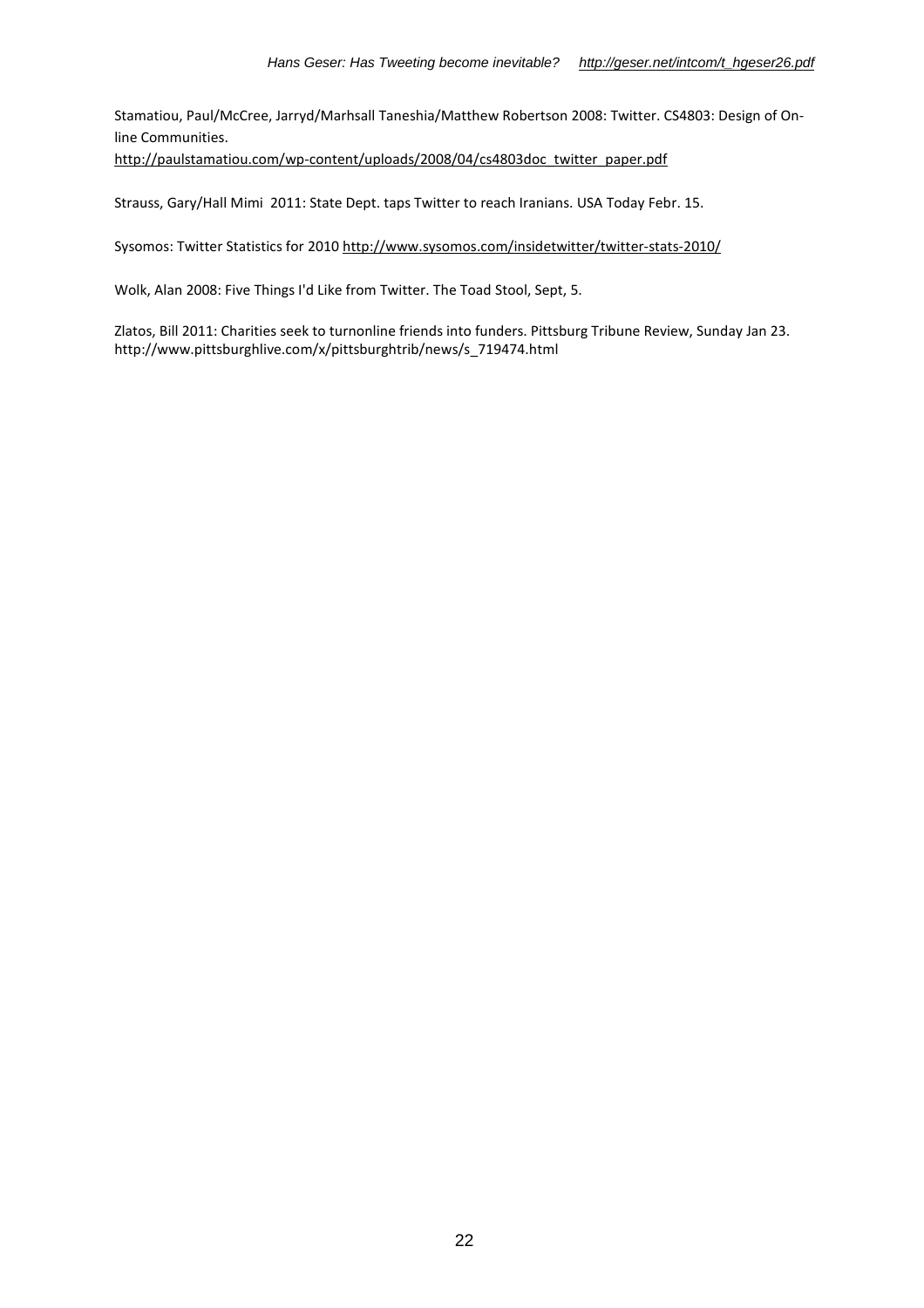Stamatiou, Paul/McCree, Jarryd/Marhsall Taneshia/Matthew Robertson 2008: Twitter. CS4803: Design of Online Communities.
http://paulstamatiou.com/wp-content/uploads/2008/04/cs4803doc_twitter_paper.pdf

Strauss, Gary/Hall Mimi 2011: State Dept. taps Twitter to reach Iranians. USA Today Febr. 15.

Sysomos: Twitter Statistics for 2010 http://www.sysomos.com/insidetwitter/twitter-stats-2010/

Wolk, Alan 2008: Five Things I'd Like from Twitter. The Toad Stool, Sept, 5.

Zlatos, Bill 2011: Charities seek to turnonline friends into funders. Pittsburg Tribune Review, Sunday Jan 23. http://www.pittsburghlive.com/x/pittsburghtrib/news/s_719474.html